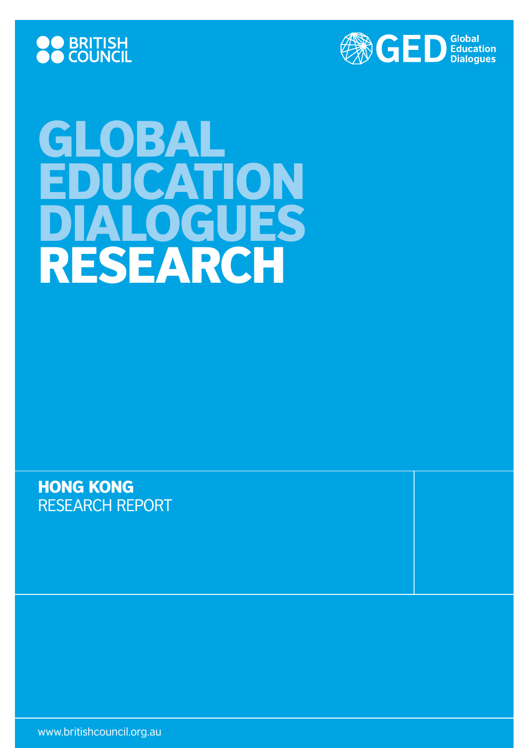BRITISH COUNCIL

GED Global Education Dialogues

# GLOBAL EDUCATION DIALOGUES RESEARCH

## HONG KONG
RESEARCH REPORT

www.britishcouncil.org.au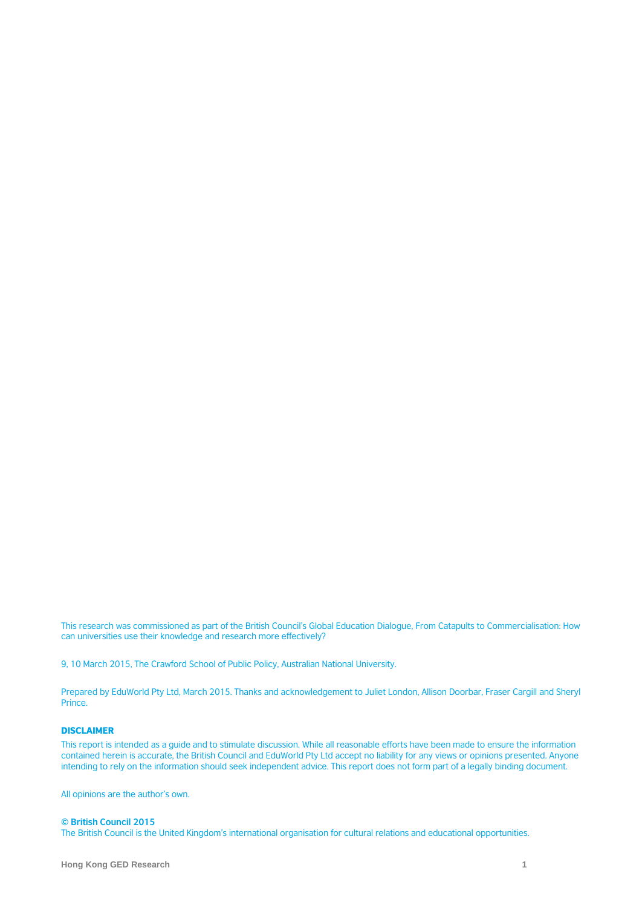This research was commissioned as part of the British Council's Global Education Dialogue, From Catapults to Commercialisation: How can universities use their knowledge and research more effectively?

9, 10 March 2015, The Crawford School of Public Policy, Australian National University.

Prepared by EduWorld Pty Ltd, March 2015. Thanks and acknowledgement to Juliet London, Allison Doorbar, Fraser Cargill and Sheryl Prince.

**DISCLAIMER**

This report is intended as a guide and to stimulate discussion. While all reasonable efforts have been made to ensure the information contained herein is accurate, the British Council and EduWorld Pty Ltd accept no liability for any views or opinions presented. Anyone intending to rely on the information should seek independent advice. This report does not form part of a legally binding document.

All opinions are the author's own.

**© British Council 2015**

The British Council is the United Kingdom's international organisation for cultural relations and educational opportunities.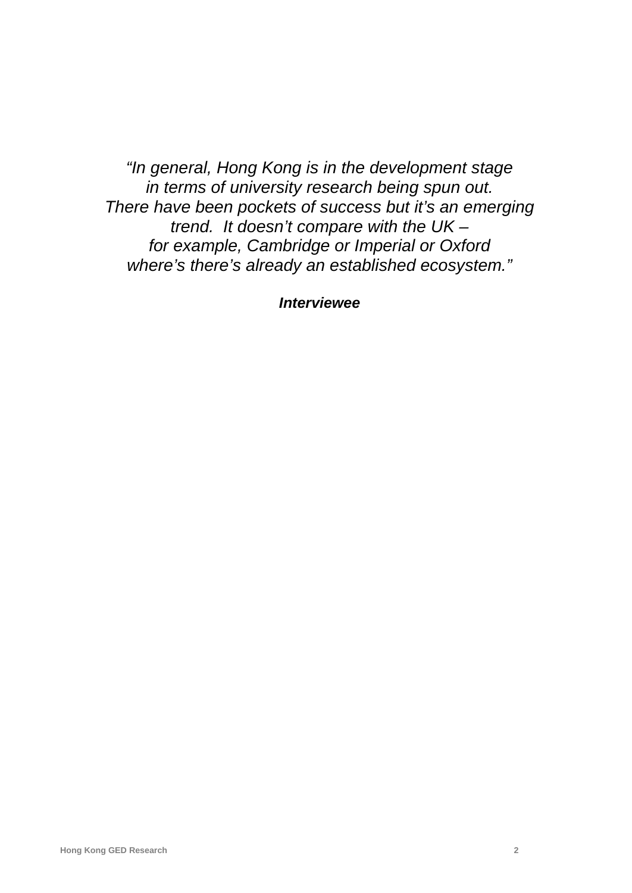*"In general, Hong Kong is in the development stage in terms of university research being spun out. There have been pockets of success but it's an emerging trend. It doesn't compare with the UK – for example, Cambridge or Imperial or Oxford where's there's already an established ecosystem."*

***Interviewee***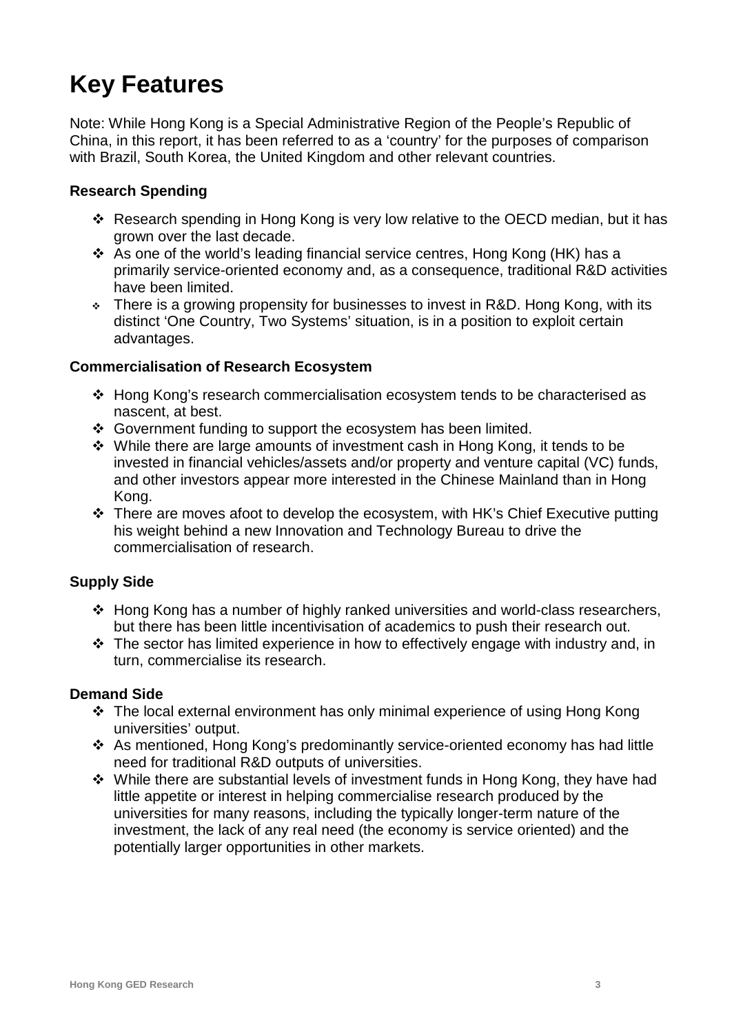# Key Features

Note: While Hong Kong is a Special Administrative Region of the People's Republic of China, in this report, it has been referred to as a 'country' for the purposes of comparison with Brazil, South Korea, the United Kingdom and other relevant countries.

### Research Spending

- Research spending in Hong Kong is very low relative to the OECD median, but it has grown over the last decade.
- As one of the world's leading financial service centres, Hong Kong (HK) has a primarily service-oriented economy and, as a consequence, traditional R&D activities have been limited.
- There is a growing propensity for businesses to invest in R&D. Hong Kong, with its distinct 'One Country, Two Systems' situation, is in a position to exploit certain advantages.

### Commercialisation of Research Ecosystem

- Hong Kong's research commercialisation ecosystem tends to be characterised as nascent, at best.
- Government funding to support the ecosystem has been limited.
- While there are large amounts of investment cash in Hong Kong, it tends to be invested in financial vehicles/assets and/or property and venture capital (VC) funds, and other investors appear more interested in the Chinese Mainland than in Hong Kong.
- There are moves afoot to develop the ecosystem, with HK's Chief Executive putting his weight behind a new Innovation and Technology Bureau to drive the commercialisation of research.

### Supply Side

- Hong Kong has a number of highly ranked universities and world-class researchers, but there has been little incentivisation of academics to push their research out.
- The sector has limited experience in how to effectively engage with industry and, in turn, commercialise its research.

### Demand Side

- The local external environment has only minimal experience of using Hong Kong universities' output.
- As mentioned, Hong Kong's predominantly service-oriented economy has had little need for traditional R&D outputs of universities.
- While there are substantial levels of investment funds in Hong Kong, they have had little appetite or interest in helping commercialise research produced by the universities for many reasons, including the typically longer-term nature of the investment, the lack of any real need (the economy is service oriented) and the potentially larger opportunities in other markets.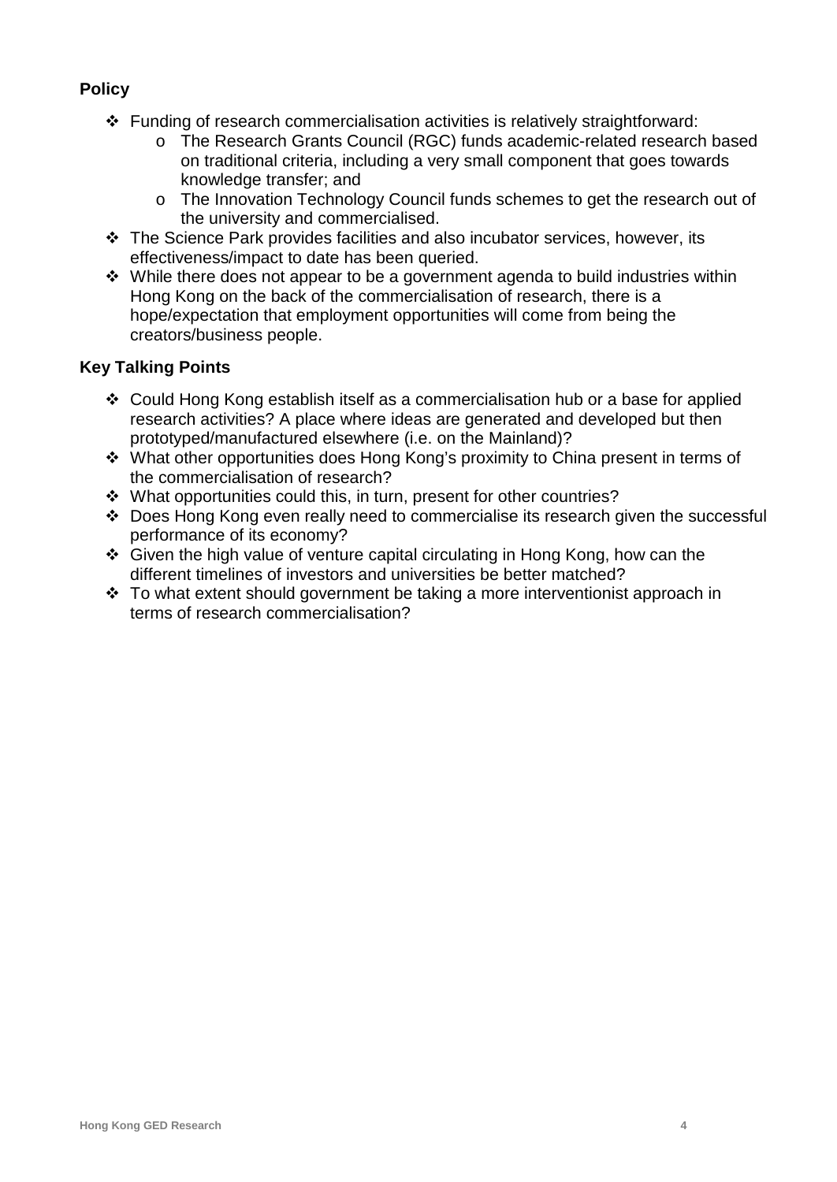## Policy

- Funding of research commercialisation activities is relatively straightforward:
  - The Research Grants Council (RGC) funds academic-related research based on traditional criteria, including a very small component that goes towards knowledge transfer; and
  - The Innovation Technology Council funds schemes to get the research out of the university and commercialised.
- The Science Park provides facilities and also incubator services, however, its effectiveness/impact to date has been queried.
- While there does not appear to be a government agenda to build industries within Hong Kong on the back of the commercialisation of research, there is a hope/expectation that employment opportunities will come from being the creators/business people.

## Key Talking Points

- Could Hong Kong establish itself as a commercialisation hub or a base for applied research activities? A place where ideas are generated and developed but then prototyped/manufactured elsewhere (i.e. on the Mainland)?
- What other opportunities does Hong Kong's proximity to China present in terms of the commercialisation of research?
- What opportunities could this, in turn, present for other countries?
- Does Hong Kong even really need to commercialise its research given the successful performance of its economy?
- Given the high value of venture capital circulating in Hong Kong, how can the different timelines of investors and universities be better matched?
- To what extent should government be taking a more interventionist approach in terms of research commercialisation?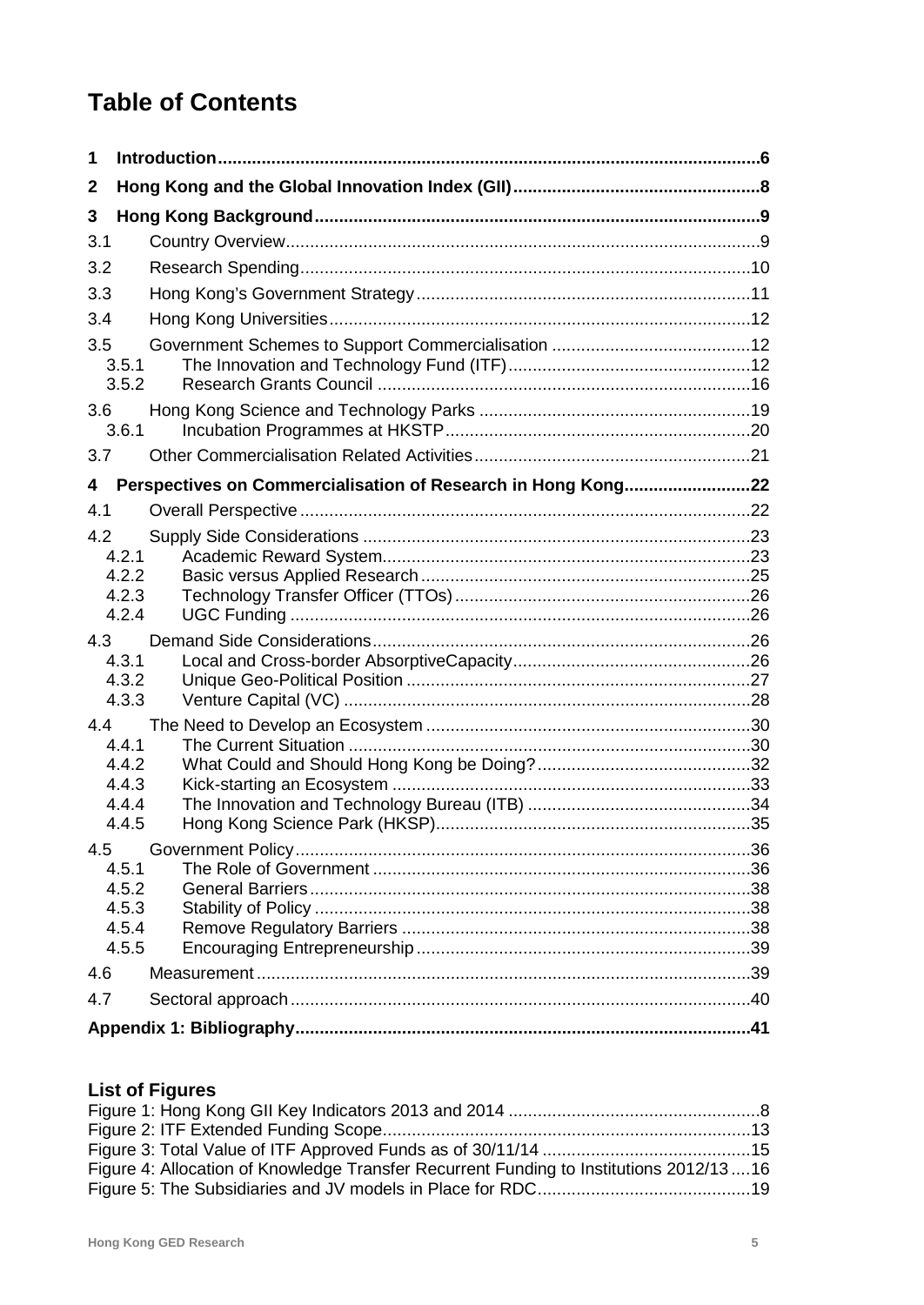# Table of Contents

| | | |
|---|---|---|
| **1** | **Introduction** | **6** |
| **2** | **Hong Kong and the Global Innovation Index (GII)** | **8** |
| **3** | **Hong Kong Background** | **9** |
| 3.1 | Country Overview | 9 |
| 3.2 | Research Spending | 10 |
| 3.3 | Hong Kong's Government Strategy | 11 |
| 3.4 | Hong Kong Universities | 12 |
| 3.5 | Government Schemes to Support Commercialisation | 12 |
| 3.5.1 | The Innovation and Technology Fund (ITF) | 12 |
| 3.5.2 | Research Grants Council | 16 |
| 3.6 | Hong Kong Science and Technology Parks | 19 |
| 3.6.1 | Incubation Programmes at HKSTP | 20 |
| 3.7 | Other Commercialisation Related Activities | 21 |
| **4** | **Perspectives on Commercialisation of Research in Hong Kong** | **22** |
| 4.1 | Overall Perspective | 22 |
| 4.2 | Supply Side Considerations | 23 |
| 4.2.1 | Academic Reward System | 23 |
| 4.2.2 | Basic versus Applied Research | 25 |
| 4.2.3 | Technology Transfer Officer (TTOs) | 26 |
| 4.2.4 | UGC Funding | 26 |
| 4.3 | Demand Side Considerations | 26 |
| 4.3.1 | Local and Cross-border AbsorptiveCapacity | 26 |
| 4.3.2 | Unique Geo-Political Position | 27 |
| 4.3.3 | Venture Capital (VC) | 28 |
| 4.4 | The Need to Develop an Ecosystem | 30 |
| 4.4.1 | The Current Situation | 30 |
| 4.4.2 | What Could and Should Hong Kong be Doing? | 32 |
| 4.4.3 | Kick-starting an Ecosystem | 33 |
| 4.4.4 | The Innovation and Technology Bureau (ITB) | 34 |
| 4.4.5 | Hong Kong Science Park (HKSP) | 35 |
| 4.5 | Government Policy | 36 |
| 4.5.1 | The Role of Government | 36 |
| 4.5.2 | General Barriers | 38 |
| 4.5.3 | Stability of Policy | 38 |
| 4.5.4 | Remove Regulatory Barriers | 38 |
| 4.5.5 | Encouraging Entrepreneurship | 39 |
| 4.6 | Measurement | 39 |
| 4.7 | Sectoral approach | 40 |
| | **Appendix 1: Bibliography** | **41** |

## List of Figures

| | |
|---|---|
| Figure 1: Hong Kong GII Key Indicators 2013 and 2014 | 8 |
| Figure 2: ITF Extended Funding Scope | 13 |
| Figure 3: Total Value of ITF Approved Funds as of 30/11/14 | 15 |
| Figure 4: Allocation of Knowledge Transfer Recurrent Funding to Institutions 2012/13 | 16 |
| Figure 5: The Subsidiaries and JV models in Place for RDC | 19 |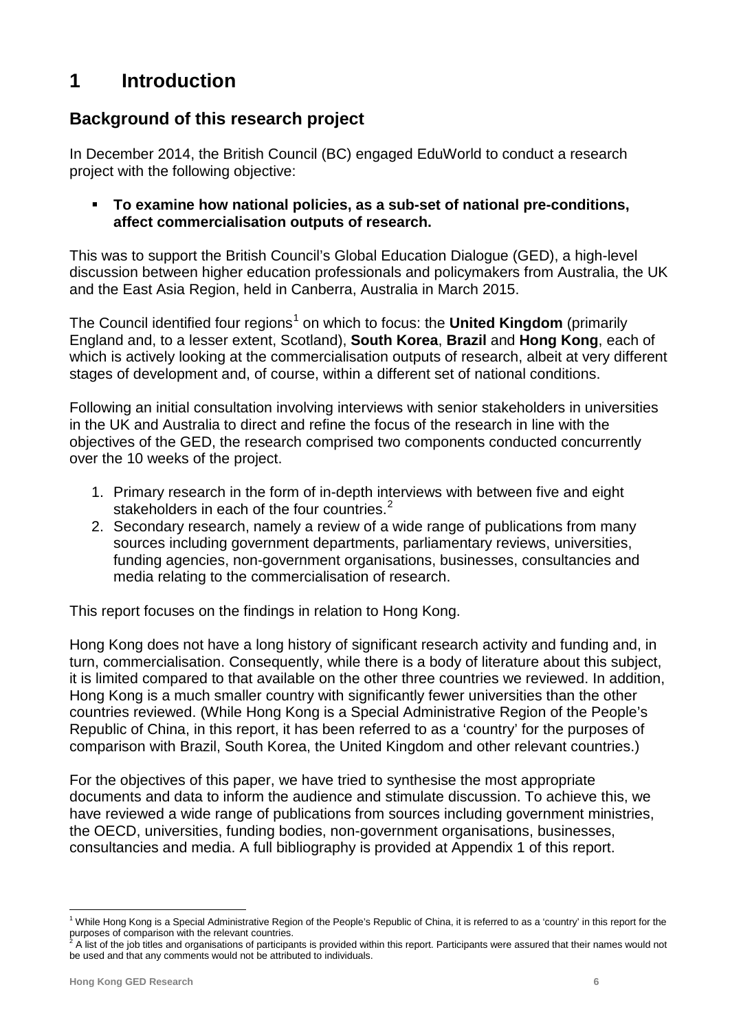# 1 Introduction

## Background of this research project

In December 2014, the British Council (BC) engaged EduWorld to conduct a research project with the following objective:

- **To examine how national policies, as a sub-set of national pre-conditions, affect commercialisation outputs of research.**

This was to support the British Council's Global Education Dialogue (GED), a high-level discussion between higher education professionals and policymakers from Australia, the UK and the East Asia Region, held in Canberra, Australia in March 2015.

The Council identified four regions[1] on which to focus: the **United Kingdom** (primarily England and, to a lesser extent, Scotland), **South Korea**, **Brazil** and **Hong Kong**, each of which is actively looking at the commercialisation outputs of research, albeit at very different stages of development and, of course, within a different set of national conditions.

Following an initial consultation involving interviews with senior stakeholders in universities in the UK and Australia to direct and refine the focus of the research in line with the objectives of the GED, the research comprised two components conducted concurrently over the 10 weeks of the project.

1. Primary research in the form of in-depth interviews with between five and eight stakeholders in each of the four countries.[2]
2. Secondary research, namely a review of a wide range of publications from many sources including government departments, parliamentary reviews, universities, funding agencies, non-government organisations, businesses, consultancies and media relating to the commercialisation of research.

This report focuses on the findings in relation to Hong Kong.

Hong Kong does not have a long history of significant research activity and funding and, in turn, commercialisation. Consequently, while there is a body of literature about this subject, it is limited compared to that available on the other three countries we reviewed. In addition, Hong Kong is a much smaller country with significantly fewer universities than the other countries reviewed. (While Hong Kong is a Special Administrative Region of the People's Republic of China, in this report, it has been referred to as a 'country' for the purposes of comparison with Brazil, South Korea, the United Kingdom and other relevant countries.)

For the objectives of this paper, we have tried to synthesise the most appropriate documents and data to inform the audience and stimulate discussion. To achieve this, we have reviewed a wide range of publications from sources including government ministries, the OECD, universities, funding bodies, non-government organisations, businesses, consultancies and media. A full bibliography is provided at Appendix 1 of this report.

---

[1] While Hong Kong is a Special Administrative Region of the People's Republic of China, it is referred to as a 'country' in this report for the purposes of comparison with the relevant countries.

[2] A list of the job titles and organisations of participants is provided within this report. Participants were assured that their names would not be used and that any comments would not be attributed to individuals.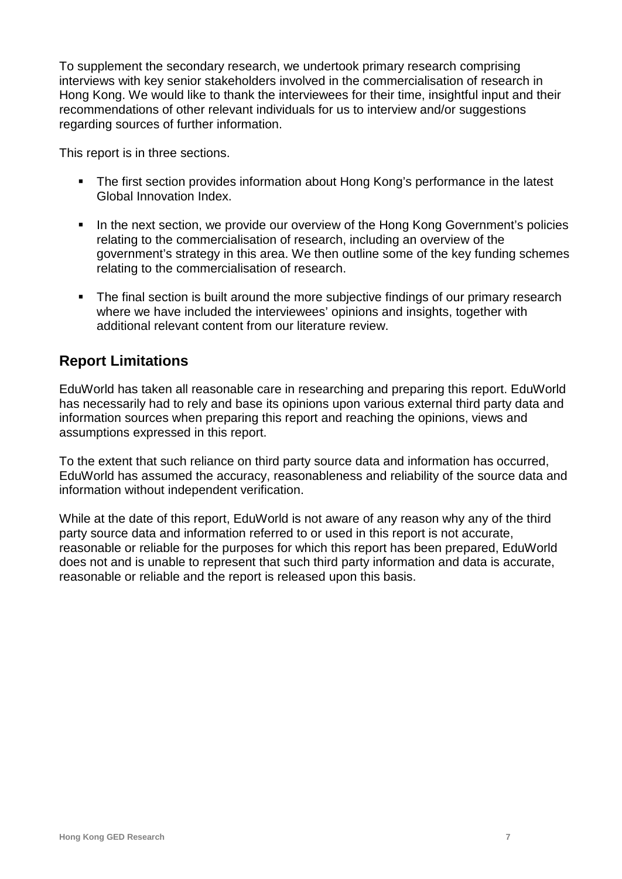To supplement the secondary research, we undertook primary research comprising interviews with key senior stakeholders involved in the commercialisation of research in Hong Kong. We would like to thank the interviewees for their time, insightful input and their recommendations of other relevant individuals for us to interview and/or suggestions regarding sources of further information.

This report is in three sections.

- The first section provides information about Hong Kong's performance in the latest Global Innovation Index.
- In the next section, we provide our overview of the Hong Kong Government's policies relating to the commercialisation of research, including an overview of the government's strategy in this area. We then outline some of the key funding schemes relating to the commercialisation of research.
- The final section is built around the more subjective findings of our primary research where we have included the interviewees' opinions and insights, together with additional relevant content from our literature review.

## Report Limitations

EduWorld has taken all reasonable care in researching and preparing this report. EduWorld has necessarily had to rely and base its opinions upon various external third party data and information sources when preparing this report and reaching the opinions, views and assumptions expressed in this report.

To the extent that such reliance on third party source data and information has occurred, EduWorld has assumed the accuracy, reasonableness and reliability of the source data and information without independent verification.

While at the date of this report, EduWorld is not aware of any reason why any of the third party source data and information referred to or used in this report is not accurate, reasonable or reliable for the purposes for which this report has been prepared, EduWorld does not and is unable to represent that such third party information and data is accurate, reasonable or reliable and the report is released upon this basis.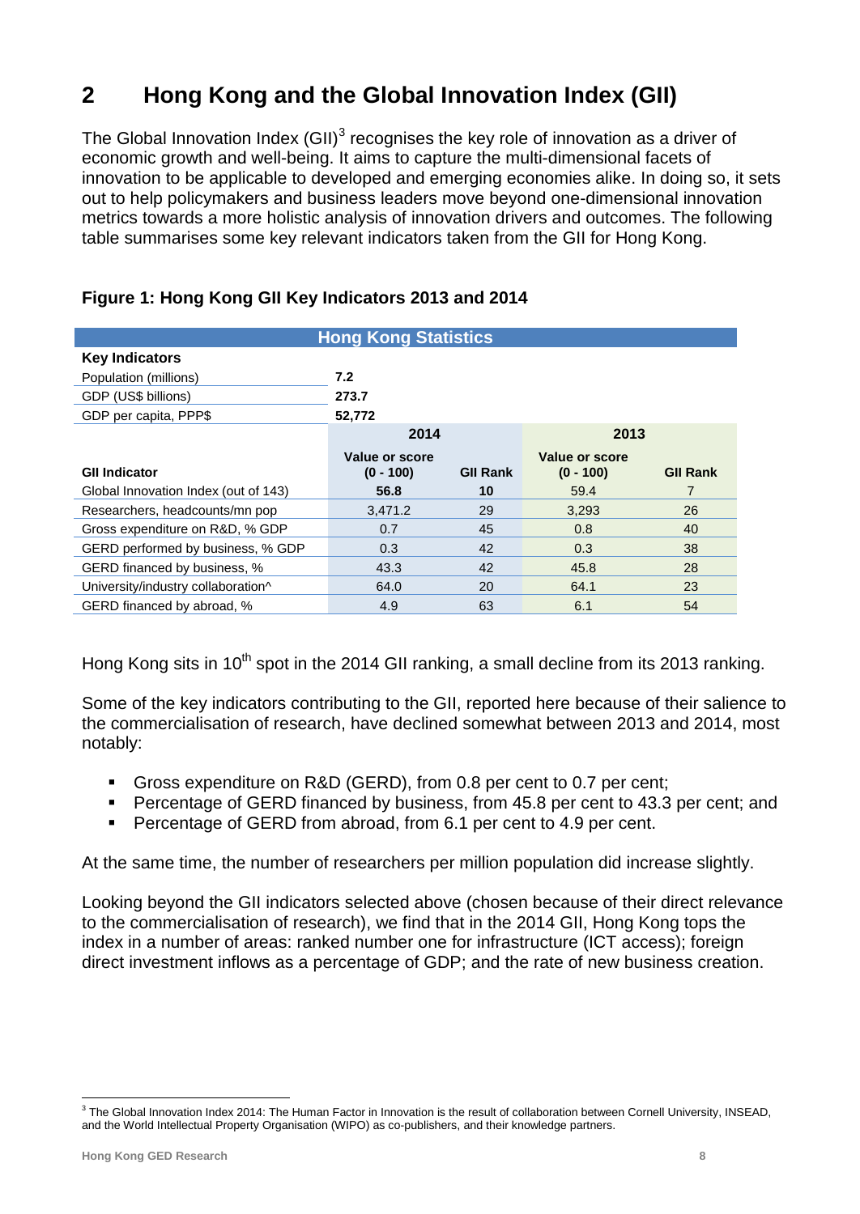## 2 Hong Kong and the Global Innovation Index (GII)

The Global Innovation Index (GII)[3] recognises the key role of innovation as a driver of economic growth and well-being. It aims to capture the multi-dimensional facets of innovation to be applicable to developed and emerging economies alike. In doing so, it sets out to help policymakers and business leaders move beyond one-dimensional innovation metrics towards a more holistic analysis of innovation drivers and outcomes. The following table summarises some key relevant indicators taken from the GII for Hong Kong.

**Figure 1: Hong Kong GII Key Indicators 2013 and 2014**

| Hong Kong Statistics | | | | |
|---|---|---|---|---|
| **Key Indicators** | | | | |
| Population (millions) | **7.2** | | | |
| GDP (US$ billions) | **273.7** | | | |
| GDP per capita, PPP$ | **52,772** | | | |
| | **2014** | | **2013** | |
| **GII Indicator** | **Value or score (0 - 100)** | **GII Rank** | **Value or score (0 - 100)** | **GII Rank** |
| Global Innovation Index (out of 143) | **56.8** | **10** | 59.4 | 7 |
| Researchers, headcounts/mn pop | 3,471.2 | 29 | 3,293 | 26 |
| Gross expenditure on R&D, % GDP | 0.7 | 45 | 0.8 | 40 |
| GERD performed by business, % GDP | 0.3 | 42 | 0.3 | 38 |
| GERD financed by business, % | 43.3 | 42 | 45.8 | 28 |
| University/industry collaboration^ | 64.0 | 20 | 64.1 | 23 |
| GERD financed by abroad, % | 4.9 | 63 | 6.1 | 54 |

Hong Kong sits in 10th spot in the 2014 GII ranking, a small decline from its 2013 ranking.

Some of the key indicators contributing to the GII, reported here because of their salience to the commercialisation of research, have declined somewhat between 2013 and 2014, most notably:

- Gross expenditure on R&D (GERD), from 0.8 per cent to 0.7 per cent;
- Percentage of GERD financed by business, from 45.8 per cent to 43.3 per cent; and
- Percentage of GERD from abroad, from 6.1 per cent to 4.9 per cent.

At the same time, the number of researchers per million population did increase slightly.

Looking beyond the GII indicators selected above (chosen because of their direct relevance to the commercialisation of research), we find that in the 2014 GII, Hong Kong tops the index in a number of areas: ranked number one for infrastructure (ICT access); foreign direct investment inflows as a percentage of GDP; and the rate of new business creation.

[3] The Global Innovation Index 2014: The Human Factor in Innovation is the result of collaboration between Cornell University, INSEAD, and the World Intellectual Property Organisation (WIPO) as co-publishers, and their knowledge partners.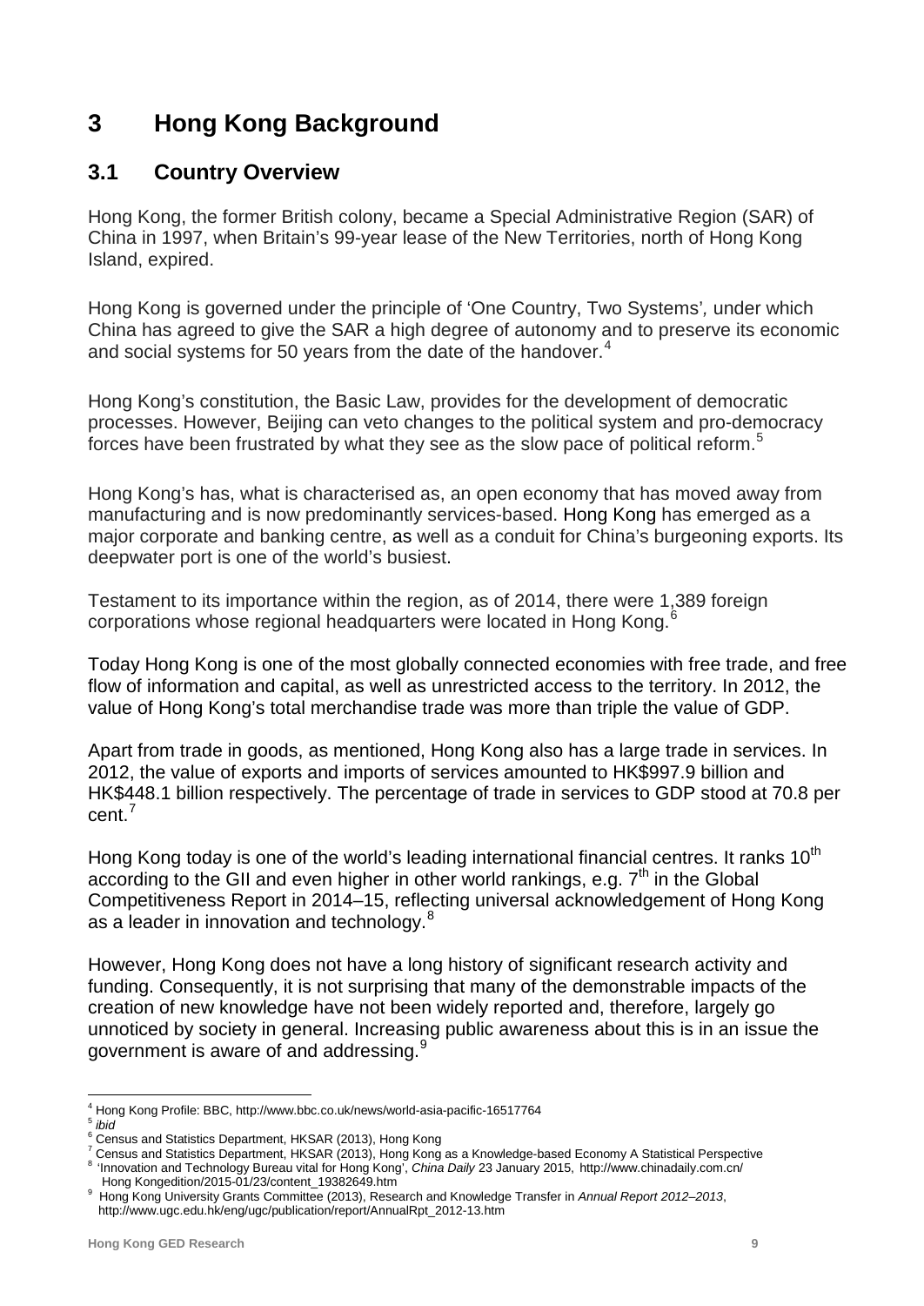# 3 Hong Kong Background

## 3.1 Country Overview

Hong Kong, the former British colony, became a Special Administrative Region (SAR) of China in 1997, when Britain's 99-year lease of the New Territories, north of Hong Kong Island, expired.

Hong Kong is governed under the principle of 'One Country, Two Systems', under which China has agreed to give the SAR a high degree of autonomy and to preserve its economic and social systems for 50 years from the date of the handover.[4]

Hong Kong's constitution, the Basic Law, provides for the development of democratic processes. However, Beijing can veto changes to the political system and pro-democracy forces have been frustrated by what they see as the slow pace of political reform.[5]

Hong Kong's has, what is characterised as, an open economy that has moved away from manufacturing and is now predominantly services-based. Hong Kong has emerged as a major corporate and banking centre, as well as a conduit for China's burgeoning exports. Its deepwater port is one of the world's busiest.

Testament to its importance within the region, as of 2014, there were 1,389 foreign corporations whose regional headquarters were located in Hong Kong.[6]

Today Hong Kong is one of the most globally connected economies with free trade, and free flow of information and capital, as well as unrestricted access to the territory. In 2012, the value of Hong Kong's total merchandise trade was more than triple the value of GDP.

Apart from trade in goods, as mentioned, Hong Kong also has a large trade in services. In 2012, the value of exports and imports of services amounted to HK$997.9 billion and HK$448.1 billion respectively. The percentage of trade in services to GDP stood at 70.8 per cent.[7]

Hong Kong today is one of the world's leading international financial centres. It ranks 10th according to the GII and even higher in other world rankings, e.g. 7th in the Global Competitiveness Report in 2014–15, reflecting universal acknowledgement of Hong Kong as a leader in innovation and technology.[8]

However, Hong Kong does not have a long history of significant research activity and funding. Consequently, it is not surprising that many of the demonstrable impacts of the creation of new knowledge have not been widely reported and, therefore, largely go unnoticed by society in general. Increasing public awareness about this is in an issue the government is aware of and addressing.[9]

---

[4] Hong Kong Profile: BBC, http://www.bbc.co.uk/news/world-asia-pacific-16517764

[5] *ibid*

[6] Census and Statistics Department, HKSAR (2013), Hong Kong

[7] Census and Statistics Department, HKSAR (2013), Hong Kong as a Knowledge-based Economy A Statistical Perspective

[8] 'Innovation and Technology Bureau vital for Hong Kong', *China Daily* 23 January 2015, http://www.chinadaily.com.cn/ Hong Kongedition/2015-01/23/content_19382649.htm

[9] Hong Kong University Grants Committee (2013), Research and Knowledge Transfer in *Annual Report 2012–2013*, http://www.ugc.edu.hk/eng/ugc/publication/report/AnnualRpt_2012-13.htm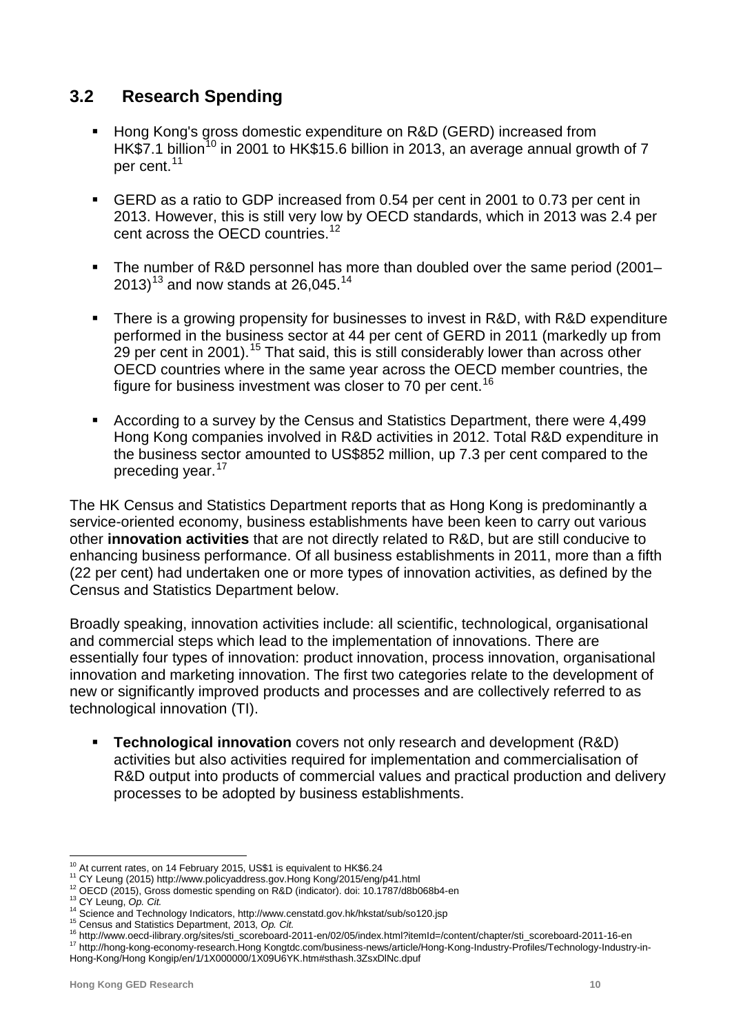## 3.2 Research Spending

- Hong Kong's gross domestic expenditure on R&D (GERD) increased from HK$7.1 billion[10] in 2001 to HK$15.6 billion in 2013, an average annual growth of 7 per cent.[11]
- GERD as a ratio to GDP increased from 0.54 per cent in 2001 to 0.73 per cent in 2013. However, this is still very low by OECD standards, which in 2013 was 2.4 per cent across the OECD countries.[12]
- The number of R&D personnel has more than doubled over the same period (2001–2013)[13] and now stands at 26,045.[14]
- There is a growing propensity for businesses to invest in R&D, with R&D expenditure performed in the business sector at 44 per cent of GERD in 2011 (markedly up from 29 per cent in 2001).[15] That said, this is still considerably lower than across other OECD countries where in the same year across the OECD member countries, the figure for business investment was closer to 70 per cent.[16]
- According to a survey by the Census and Statistics Department, there were 4,499 Hong Kong companies involved in R&D activities in 2012. Total R&D expenditure in the business sector amounted to US$852 million, up 7.3 per cent compared to the preceding year.[17]

The HK Census and Statistics Department reports that as Hong Kong is predominantly a service-oriented economy, business establishments have been keen to carry out various other **innovation activities** that are not directly related to R&D, but are still conducive to enhancing business performance. Of all business establishments in 2011, more than a fifth (22 per cent) had undertaken one or more types of innovation activities, as defined by the Census and Statistics Department below.

Broadly speaking, innovation activities include: all scientific, technological, organisational and commercial steps which lead to the implementation of innovations. There are essentially four types of innovation: product innovation, process innovation, organisational innovation and marketing innovation. The first two categories relate to the development of new or significantly improved products and processes and are collectively referred to as technological innovation (TI).

- **Technological innovation** covers not only research and development (R&D) activities but also activities required for implementation and commercialisation of R&D output into products of commercial values and practical production and delivery processes to be adopted by business establishments.

---

[10] At current rates, on 14 February 2015, US$1 is equivalent to HK$6.24
[11] CY Leung (2015) http://www.policyaddress.gov.Hong Kong/2015/eng/p41.html
[12] OECD (2015), Gross domestic spending on R&D (indicator). doi: 10.1787/d8b068b4-en
[13] CY Leung, *Op. Cit.*
[14] Science and Technology Indicators, http://www.censtatd.gov.hk/hkstat/sub/so120.jsp
[15] Census and Statistics Department, 2013, *Op. Cit.*
[16] http://www.oecd-ilibrary.org/sites/sti_scoreboard-2011-en/02/05/index.html?itemId=/content/chapter/sti_scoreboard-2011-16-en
[17] http://hong-kong-economy-research.Hong Kongtdc.com/business-news/article/Hong-Kong-Industry-Profiles/Technology-Industry-in-Hong-Kong/Hong Kongip/en/1/1X000000/1X09U6YK.htm#sthash.3ZsxDlNc.dpuf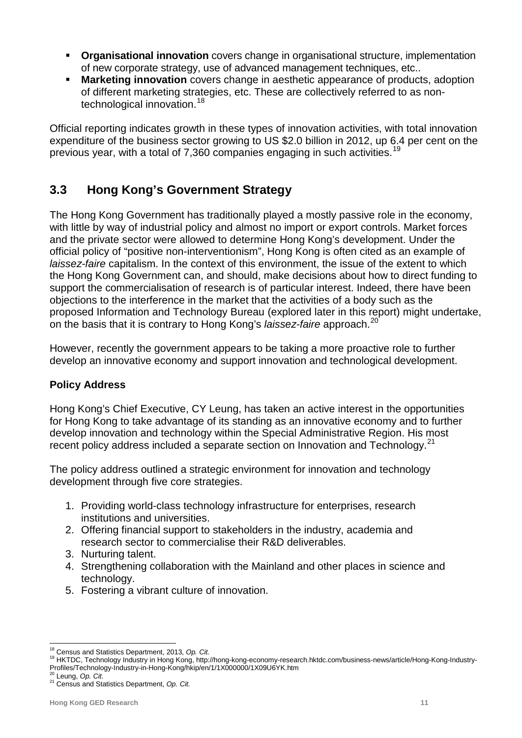- **Organisational innovation** covers change in organisational structure, implementation of new corporate strategy, use of advanced management techniques, etc..
- **Marketing innovation** covers change in aesthetic appearance of products, adoption of different marketing strategies, etc. These are collectively referred to as non-technological innovation.[18]

Official reporting indicates growth in these types of innovation activities, with total innovation expenditure of the business sector growing to US $2.0 billion in 2012, up 6.4 per cent on the previous year, with a total of 7,360 companies engaging in such activities.[19]

## 3.3 Hong Kong's Government Strategy

The Hong Kong Government has traditionally played a mostly passive role in the economy, with little by way of industrial policy and almost no import or export controls. Market forces and the private sector were allowed to determine Hong Kong's development. Under the official policy of "positive non-interventionism", Hong Kong is often cited as an example of *laissez-faire* capitalism. In the context of this environment, the issue of the extent to which the Hong Kong Government can, and should, make decisions about how to direct funding to support the commercialisation of research is of particular interest. Indeed, there have been objections to the interference in the market that the activities of a body such as the proposed Information and Technology Bureau (explored later in this report) might undertake, on the basis that it is contrary to Hong Kong's *laissez-faire* approach.[20]

However, recently the government appears to be taking a more proactive role to further develop an innovative economy and support innovation and technological development.

**Policy Address**

Hong Kong's Chief Executive, CY Leung, has taken an active interest in the opportunities for Hong Kong to take advantage of its standing as an innovative economy and to further develop innovation and technology within the Special Administrative Region. His most recent policy address included a separate section on Innovation and Technology.[21]

The policy address outlined a strategic environment for innovation and technology development through five core strategies.

1. Providing world-class technology infrastructure for enterprises, research institutions and universities.
2. Offering financial support to stakeholders in the industry, academia and research sector to commercialise their R&D deliverables.
3. Nurturing talent.
4. Strengthening collaboration with the Mainland and other places in science and technology.
5. Fostering a vibrant culture of innovation.

---

[18] Census and Statistics Department, 2013, *Op. Cit.*
[19] HKTDC, Technology Industry in Hong Kong, http://hong-kong-economy-research.hktdc.com/business-news/article/Hong-Kong-Industry-Profiles/Technology-Industry-in-Hong-Kong/hkip/en/1/1X000000/1X09U6YK.htm
[20] Leung, *Op. Cit.*
[21] Census and Statistics Department, *Op. Cit.*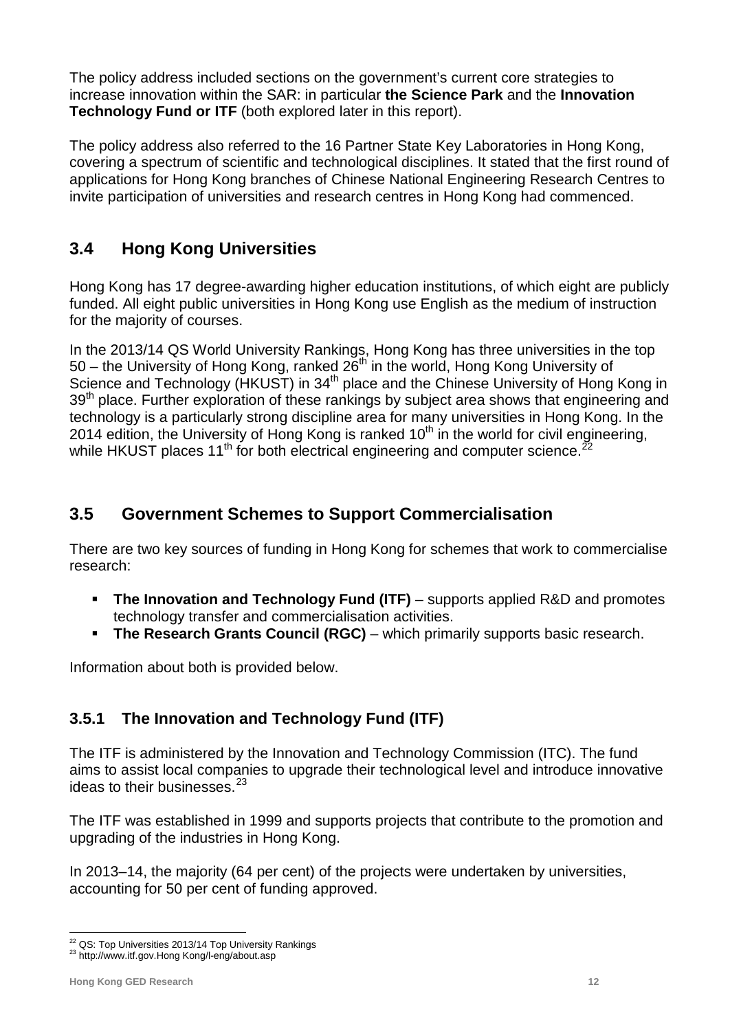The policy address included sections on the government's current core strategies to increase innovation within the SAR: in particular **the Science Park** and the **Innovation Technology Fund or ITF** (both explored later in this report).

The policy address also referred to the 16 Partner State Key Laboratories in Hong Kong, covering a spectrum of scientific and technological disciplines. It stated that the first round of applications for Hong Kong branches of Chinese National Engineering Research Centres to invite participation of universities and research centres in Hong Kong had commenced.

## 3.4 Hong Kong Universities

Hong Kong has 17 degree-awarding higher education institutions, of which eight are publicly funded. All eight public universities in Hong Kong use English as the medium of instruction for the majority of courses.

In the 2013/14 QS World University Rankings, Hong Kong has three universities in the top 50 – the University of Hong Kong, ranked 26th in the world, Hong Kong University of Science and Technology (HKUST) in 34th place and the Chinese University of Hong Kong in 39th place. Further exploration of these rankings by subject area shows that engineering and technology is a particularly strong discipline area for many universities in Hong Kong. In the 2014 edition, the University of Hong Kong is ranked 10th in the world for civil engineering, while HKUST places 11th for both electrical engineering and computer science.[22]

## 3.5 Government Schemes to Support Commercialisation

There are two key sources of funding in Hong Kong for schemes that work to commercialise research:

- **The Innovation and Technology Fund (ITF)** – supports applied R&D and promotes technology transfer and commercialisation activities.
- **The Research Grants Council (RGC)** – which primarily supports basic research.

Information about both is provided below.

### 3.5.1 The Innovation and Technology Fund (ITF)

The ITF is administered by the Innovation and Technology Commission (ITC). The fund aims to assist local companies to upgrade their technological level and introduce innovative ideas to their businesses.[23]

The ITF was established in 1999 and supports projects that contribute to the promotion and upgrading of the industries in Hong Kong.

In 2013–14, the majority (64 per cent) of the projects were undertaken by universities, accounting for 50 per cent of funding approved.

[22] QS: Top Universities 2013/14 Top University Rankings
[23] http://www.itf.gov.Hong Kong/l-eng/about.asp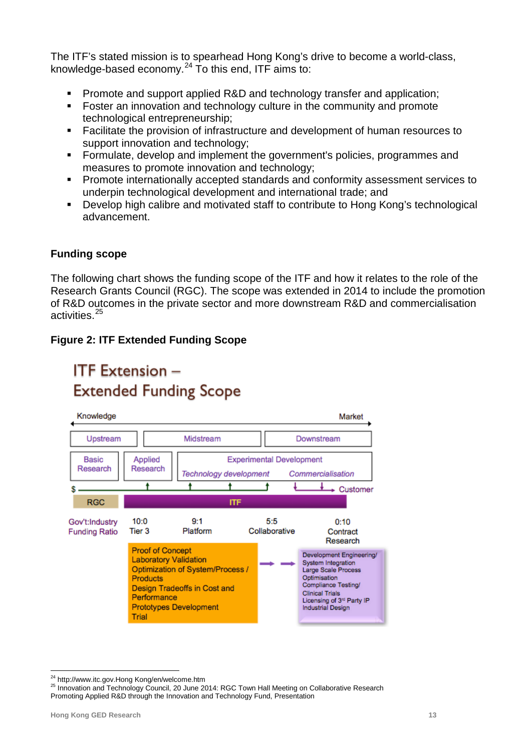The ITF's stated mission is to spearhead Hong Kong's drive to become a world-class, knowledge-based economy.[24] To this end, ITF aims to:

- Promote and support applied R&D and technology transfer and application;
- Foster an innovation and technology culture in the community and promote technological entrepreneurship;
- Facilitate the provision of infrastructure and development of human resources to support innovation and technology;
- Formulate, develop and implement the government's policies, programmes and measures to promote innovation and technology;
- Promote internationally accepted standards and conformity assessment services to underpin technological development and international trade; and
- Develop high calibre and motivated staff to contribute to Hong Kong's technological advancement.

## Funding scope

The following chart shows the funding scope of the ITF and how it relates to the role of the Research Grants Council (RGC). The scope was extended in 2014 to include the promotion of R&D outcomes in the private sector and more downstream R&D and commercialisation activities.[25]

**Figure 2: ITF Extended Funding Scope**

ITF Extension – Extended Funding Scope

Knowledge ← → Market

| Upstream | | Midstream | Downstream |
|---|---|---|---|
| Basic Research | Applied Research | Experimental Development: *Technology development* | *Commercialisation* |
| RGC | ITF | | → Customer |

| Gov't:Industry Funding Ratio | 10:0 Tier 3 | 9:1 Platform | 5:5 Collaborative | 0:10 Contract Research |
|---|---|---|---|---|

Proof of Concept
Laboratory Validation
Optimization of System/Process / Products
Design Tradeoffs in Cost and Performance
Prototypes Development
Trial

→ →

Development Engineering/ System Integration
Large Scale Process Optimisation
Compliance Testing/ Clinical Trials
Licensing of 3rd Party IP
Industrial Design

---

[24] http://www.itc.gov.Hong Kong/en/welcome.htm

[25] Innovation and Technology Council, 20 June 2014: RGC Town Hall Meeting on Collaborative Research Promoting Applied R&D through the Innovation and Technology Fund, Presentation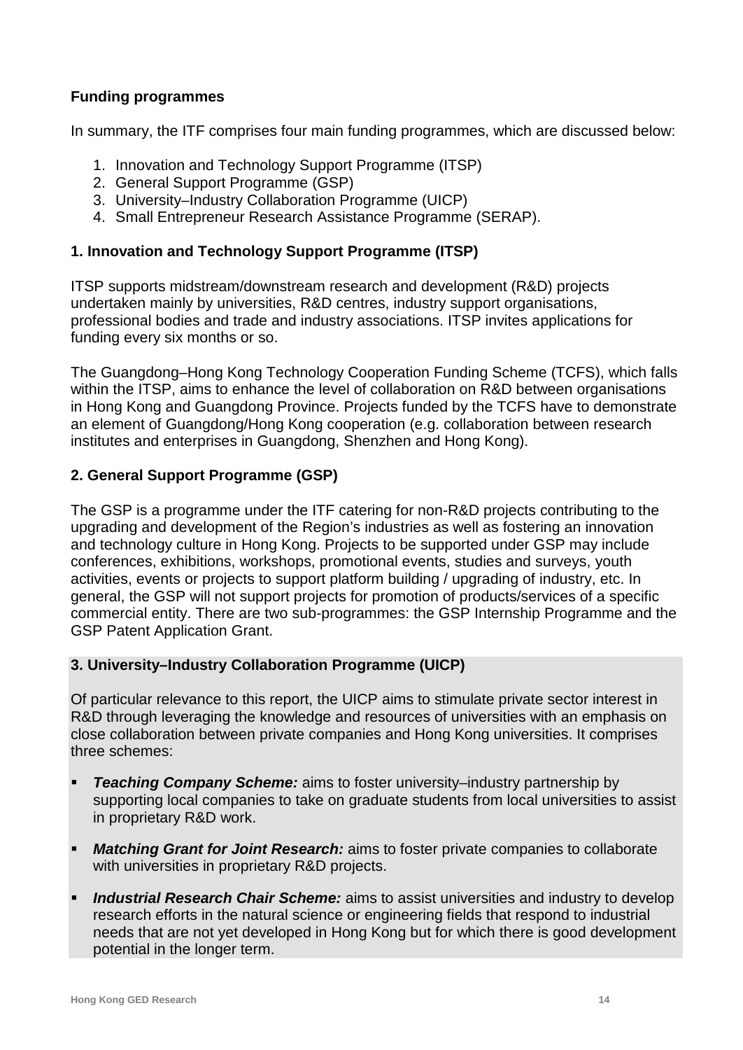**Funding programmes**

In summary, the ITF comprises four main funding programmes, which are discussed below:

1. Innovation and Technology Support Programme (ITSP)
2. General Support Programme (GSP)
3. University–Industry Collaboration Programme (UICP)
4. Small Entrepreneur Research Assistance Programme (SERAP).

**1. Innovation and Technology Support Programme (ITSP)**

ITSP supports midstream/downstream research and development (R&D) projects undertaken mainly by universities, R&D centres, industry support organisations, professional bodies and trade and industry associations. ITSP invites applications for funding every six months or so.

The Guangdong–Hong Kong Technology Cooperation Funding Scheme (TCFS), which falls within the ITSP, aims to enhance the level of collaboration on R&D between organisations in Hong Kong and Guangdong Province. Projects funded by the TCFS have to demonstrate an element of Guangdong/Hong Kong cooperation (e.g. collaboration between research institutes and enterprises in Guangdong, Shenzhen and Hong Kong).

**2. General Support Programme (GSP)**

The GSP is a programme under the ITF catering for non-R&D projects contributing to the upgrading and development of the Region's industries as well as fostering an innovation and technology culture in Hong Kong. Projects to be supported under GSP may include conferences, exhibitions, workshops, promotional events, studies and surveys, youth activities, events or projects to support platform building / upgrading of industry, etc. In general, the GSP will not support projects for promotion of products/services of a specific commercial entity. There are two sub-programmes: the GSP Internship Programme and the GSP Patent Application Grant.

**3. University–Industry Collaboration Programme (UICP)**

Of particular relevance to this report, the UICP aims to stimulate private sector interest in R&D through leveraging the knowledge and resources of universities with an emphasis on close collaboration between private companies and Hong Kong universities. It comprises three schemes:

- ***Teaching Company Scheme:*** aims to foster university–industry partnership by supporting local companies to take on graduate students from local universities to assist in proprietary R&D work.
- ***Matching Grant for Joint Research:*** aims to foster private companies to collaborate with universities in proprietary R&D projects.
- ***Industrial Research Chair Scheme:*** aims to assist universities and industry to develop research efforts in the natural science or engineering fields that respond to industrial needs that are not yet developed in Hong Kong but for which there is good development potential in the longer term.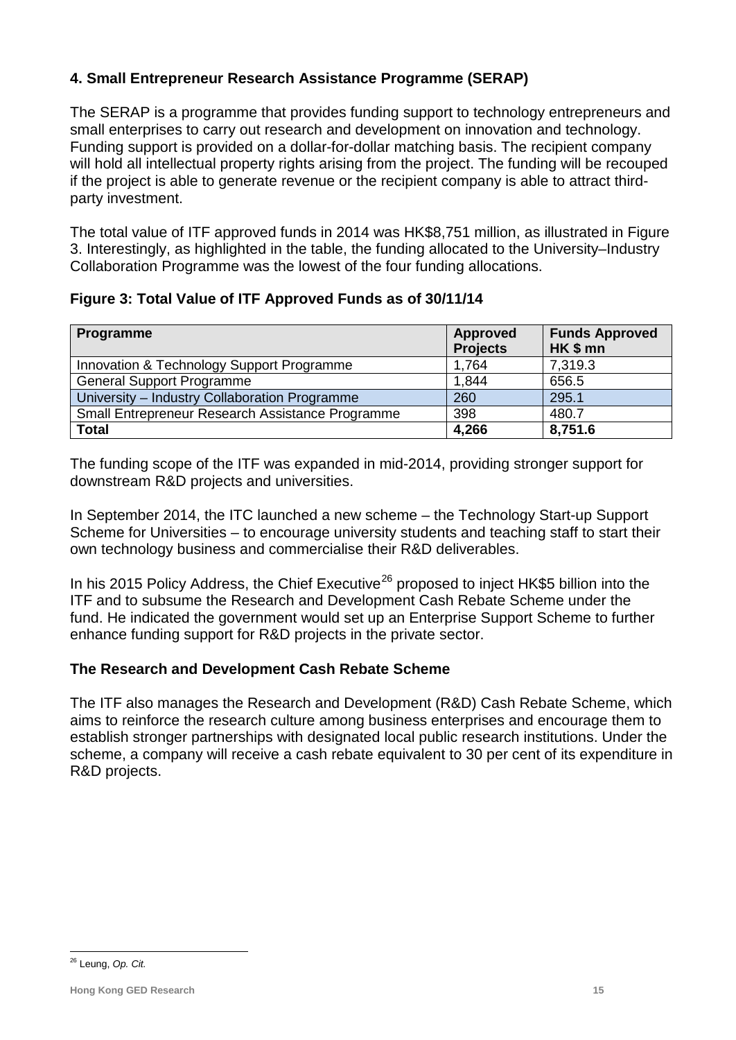### 4. Small Entrepreneur Research Assistance Programme (SERAP)

The SERAP is a programme that provides funding support to technology entrepreneurs and small enterprises to carry out research and development on innovation and technology. Funding support is provided on a dollar-for-dollar matching basis. The recipient company will hold all intellectual property rights arising from the project. The funding will be recouped if the project is able to generate revenue or the recipient company is able to attract third-party investment.

The total value of ITF approved funds in 2014 was HK$8,751 million, as illustrated in Figure 3. Interestingly, as highlighted in the table, the funding allocated to the University–Industry Collaboration Programme was the lowest of the four funding allocations.

**Figure 3: Total Value of ITF Approved Funds as of 30/11/14**

| Programme | Approved Projects | Funds Approved HK $ mn |
|---|---|---|
| Innovation & Technology Support Programme | 1,764 | 7,319.3 |
| General Support Programme | 1,844 | 656.5 |
| University – Industry Collaboration Programme | 260 | 295.1 |
| Small Entrepreneur Research Assistance Programme | 398 | 480.7 |
| **Total** | **4,266** | **8,751.6** |

The funding scope of the ITF was expanded in mid-2014, providing stronger support for downstream R&D projects and universities.

In September 2014, the ITC launched a new scheme – the Technology Start-up Support Scheme for Universities – to encourage university students and teaching staff to start their own technology business and commercialise their R&D deliverables.

In his 2015 Policy Address, the Chief Executive[26] proposed to inject HK$5 billion into the ITF and to subsume the Research and Development Cash Rebate Scheme under the fund. He indicated the government would set up an Enterprise Support Scheme to further enhance funding support for R&D projects in the private sector.

### The Research and Development Cash Rebate Scheme

The ITF also manages the Research and Development (R&D) Cash Rebate Scheme, which aims to reinforce the research culture among business enterprises and encourage them to establish stronger partnerships with designated local public research institutions. Under the scheme, a company will receive a cash rebate equivalent to 30 per cent of its expenditure in R&D projects.

[26] Leung, *Op. Cit.*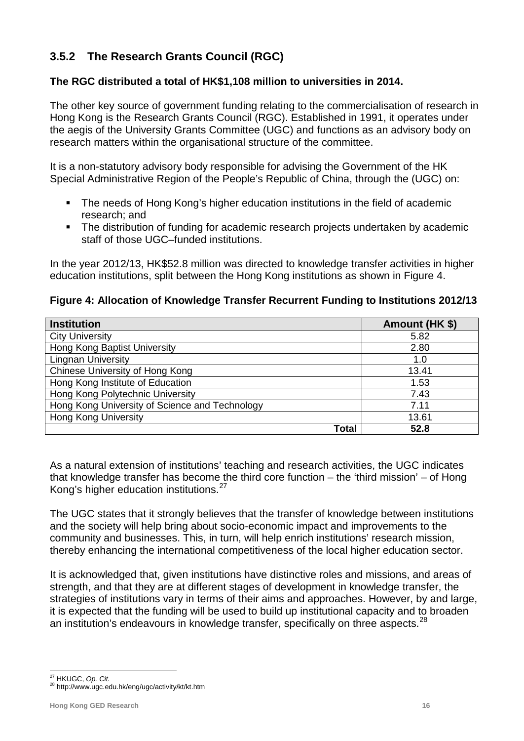### 3.5.2 The Research Grants Council (RGC)

**The RGC distributed a total of HK$1,108 million to universities in 2014.**

The other key source of government funding relating to the commercialisation of research in Hong Kong is the Research Grants Council (RGC). Established in 1991, it operates under the aegis of the University Grants Committee (UGC) and functions as an advisory body on research matters within the organisational structure of the committee.

It is a non-statutory advisory body responsible for advising the Government of the HK Special Administrative Region of the People's Republic of China, through the (UGC) on:

- The needs of Hong Kong's higher education institutions in the field of academic research; and
- The distribution of funding for academic research projects undertaken by academic staff of those UGC–funded institutions.

In the year 2012/13, HK$52.8 million was directed to knowledge transfer activities in higher education institutions, split between the Hong Kong institutions as shown in Figure 4.

**Figure 4: Allocation of Knowledge Transfer Recurrent Funding to Institutions 2012/13**

| Institution | Amount (HK $) |
|---|---|
| City University | 5.82 |
| Hong Kong Baptist University | 2.80 |
| Lingnan University | 1.0 |
| Chinese University of Hong Kong | 13.41 |
| Hong Kong Institute of Education | 1.53 |
| Hong Kong Polytechnic University | 7.43 |
| Hong Kong University of Science and Technology | 7.11 |
| Hong Kong University | 13.61 |
| **Total** | **52.8** |

As a natural extension of institutions' teaching and research activities, the UGC indicates that knowledge transfer has become the third core function – the 'third mission' – of Hong Kong's higher education institutions.[27]

The UGC states that it strongly believes that the transfer of knowledge between institutions and the society will help bring about socio-economic impact and improvements to the community and businesses. This, in turn, will help enrich institutions' research mission, thereby enhancing the international competitiveness of the local higher education sector.

It is acknowledged that, given institutions have distinctive roles and missions, and areas of strength, and that they are at different stages of development in knowledge transfer, the strategies of institutions vary in terms of their aims and approaches. However, by and large, it is expected that the funding will be used to build up institutional capacity and to broaden an institution's endeavours in knowledge transfer, specifically on three aspects.[28]

---

[27] HKUGC, *Op. Cit.*

[28] http://www.ugc.edu.hk/eng/ugc/activity/kt/kt.htm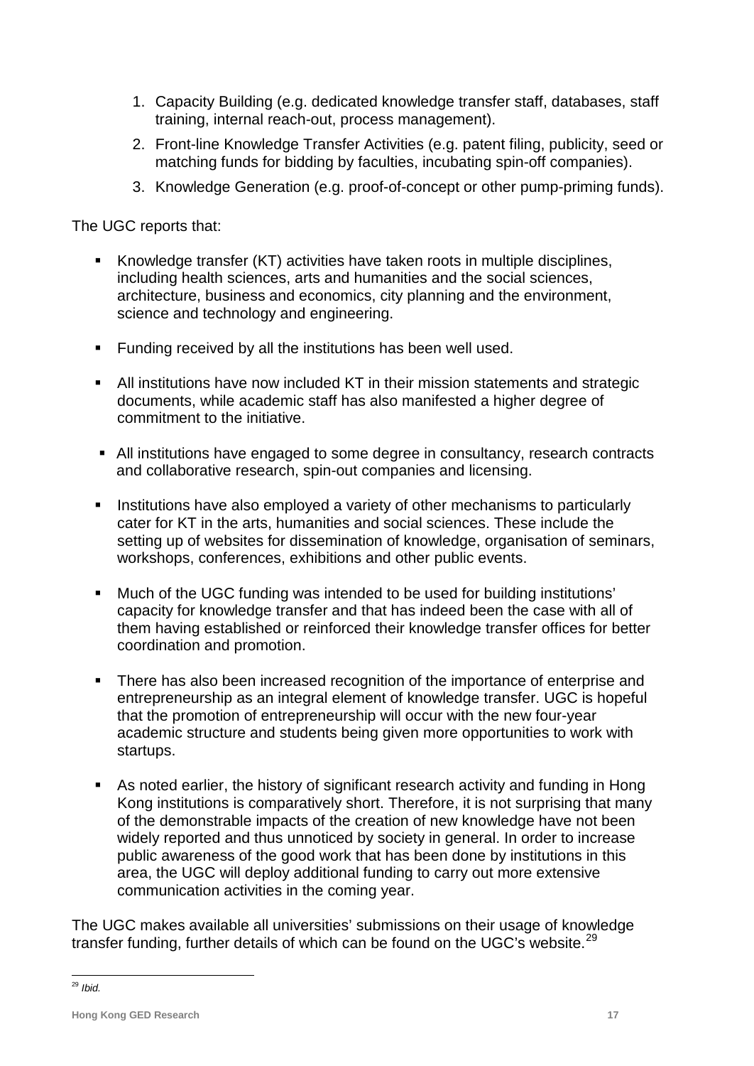1. Capacity Building (e.g. dedicated knowledge transfer staff, databases, staff training, internal reach-out, process management).
2. Front-line Knowledge Transfer Activities (e.g. patent filing, publicity, seed or matching funds for bidding by faculties, incubating spin-off companies).
3. Knowledge Generation (e.g. proof-of-concept or other pump-priming funds).

The UGC reports that:

- Knowledge transfer (KT) activities have taken roots in multiple disciplines, including health sciences, arts and humanities and the social sciences, architecture, business and economics, city planning and the environment, science and technology and engineering.
- Funding received by all the institutions has been well used.
- All institutions have now included KT in their mission statements and strategic documents, while academic staff has also manifested a higher degree of commitment to the initiative.
- All institutions have engaged to some degree in consultancy, research contracts and collaborative research, spin-out companies and licensing.
- Institutions have also employed a variety of other mechanisms to particularly cater for KT in the arts, humanities and social sciences. These include the setting up of websites for dissemination of knowledge, organisation of seminars, workshops, conferences, exhibitions and other public events.
- Much of the UGC funding was intended to be used for building institutions' capacity for knowledge transfer and that has indeed been the case with all of them having established or reinforced their knowledge transfer offices for better coordination and promotion.
- There has also been increased recognition of the importance of enterprise and entrepreneurship as an integral element of knowledge transfer. UGC is hopeful that the promotion of entrepreneurship will occur with the new four-year academic structure and students being given more opportunities to work with startups.
- As noted earlier, the history of significant research activity and funding in Hong Kong institutions is comparatively short. Therefore, it is not surprising that many of the demonstrable impacts of the creation of new knowledge have not been widely reported and thus unnoticed by society in general. In order to increase public awareness of the good work that has been done by institutions in this area, the UGC will deploy additional funding to carry out more extensive communication activities in the coming year.

The UGC makes available all universities' submissions on their usage of knowledge transfer funding, further details of which can be found on the UGC's website.[29]

---

[29] *Ibid.*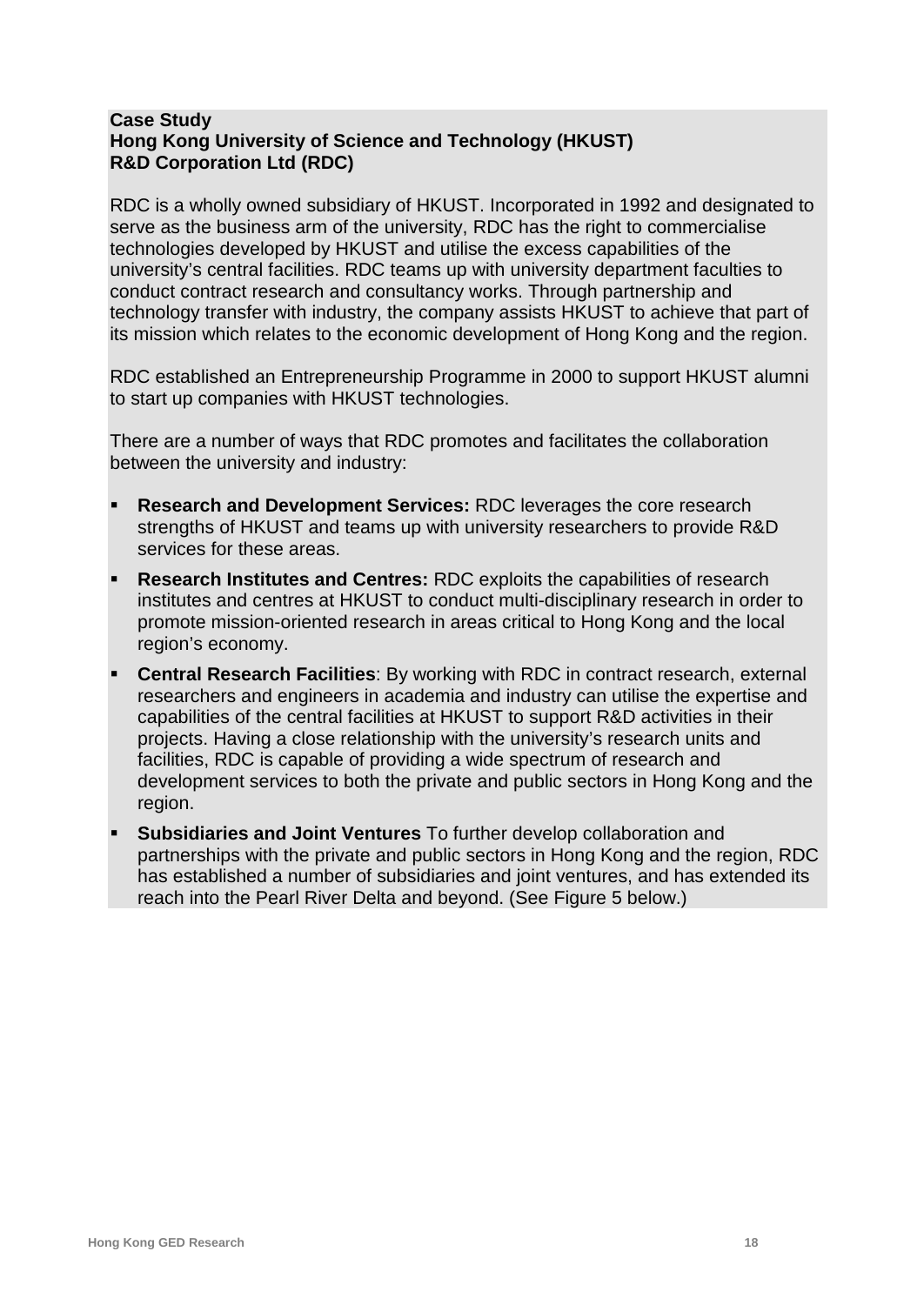**Case Study**
**Hong Kong University of Science and Technology (HKUST)**
**R&D Corporation Ltd (RDC)**

RDC is a wholly owned subsidiary of HKUST. Incorporated in 1992 and designated to serve as the business arm of the university, RDC has the right to commercialise technologies developed by HKUST and utilise the excess capabilities of the university's central facilities. RDC teams up with university department faculties to conduct contract research and consultancy works. Through partnership and technology transfer with industry, the company assists HKUST to achieve that part of its mission which relates to the economic development of Hong Kong and the region.

RDC established an Entrepreneurship Programme in 2000 to support HKUST alumni to start up companies with HKUST technologies.

There are a number of ways that RDC promotes and facilitates the collaboration between the university and industry:

- **Research and Development Services:** RDC leverages the core research strengths of HKUST and teams up with university researchers to provide R&D services for these areas.
- **Research Institutes and Centres:** RDC exploits the capabilities of research institutes and centres at HKUST to conduct multi-disciplinary research in order to promote mission-oriented research in areas critical to Hong Kong and the local region's economy.
- **Central Research Facilities**: By working with RDC in contract research, external researchers and engineers in academia and industry can utilise the expertise and capabilities of the central facilities at HKUST to support R&D activities in their projects. Having a close relationship with the university's research units and facilities, RDC is capable of providing a wide spectrum of research and development services to both the private and public sectors in Hong Kong and the region.
- **Subsidiaries and Joint Ventures** To further develop collaboration and partnerships with the private and public sectors in Hong Kong and the region, RDC has established a number of subsidiaries and joint ventures, and has extended its reach into the Pearl River Delta and beyond. (See Figure 5 below.)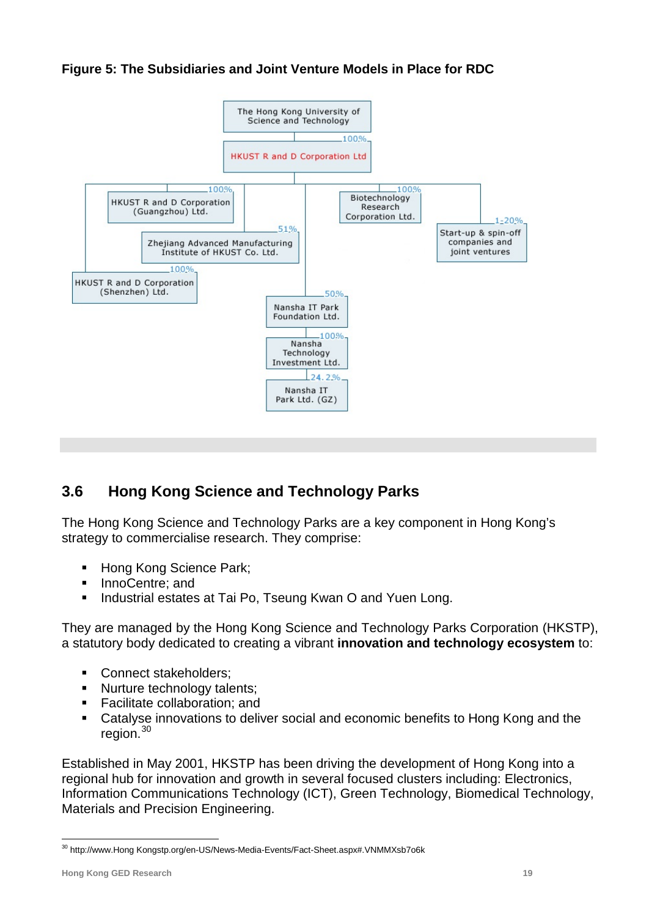**Figure 5: The Subsidiaries and Joint Venture Models in Place for RDC**

The Hong Kong University of Science and Technology

100%

HKUST R and D Corporation Ltd

100%

HKUST R and D Corporation (Guangzhou) Ltd.

51%

Zhejiang Advanced Manufacturing Institute of HKUST Co. Ltd.

100%

HKUST R and D Corporation (Shenzhen) Ltd.

100%

Biotechnology Research Corporation Ltd.

1-20%

Start-up & spin-off companies and joint ventures

50%

Nansha IT Park Foundation Ltd.

100%

Nansha Technology Investment Ltd.

24.2%

Nansha IT Park Ltd. (GZ)

## 3.6 Hong Kong Science and Technology Parks

The Hong Kong Science and Technology Parks are a key component in Hong Kong's strategy to commercialise research. They comprise:

- Hong Kong Science Park;
- InnoCentre; and
- Industrial estates at Tai Po, Tseung Kwan O and Yuen Long.

They are managed by the Hong Kong Science and Technology Parks Corporation (HKSTP), a statutory body dedicated to creating a vibrant **innovation and technology ecosystem** to:

- Connect stakeholders;
- Nurture technology talents;
- Facilitate collaboration; and
- Catalyse innovations to deliver social and economic benefits to Hong Kong and the region.[30]

Established in May 2001, HKSTP has been driving the development of Hong Kong into a regional hub for innovation and growth in several focused clusters including: Electronics, Information Communications Technology (ICT), Green Technology, Biomedical Technology, Materials and Precision Engineering.

[30] http://www.Hong Kongstp.org/en-US/News-Media-Events/Fact-Sheet.aspx#.VNMMXsb7o6k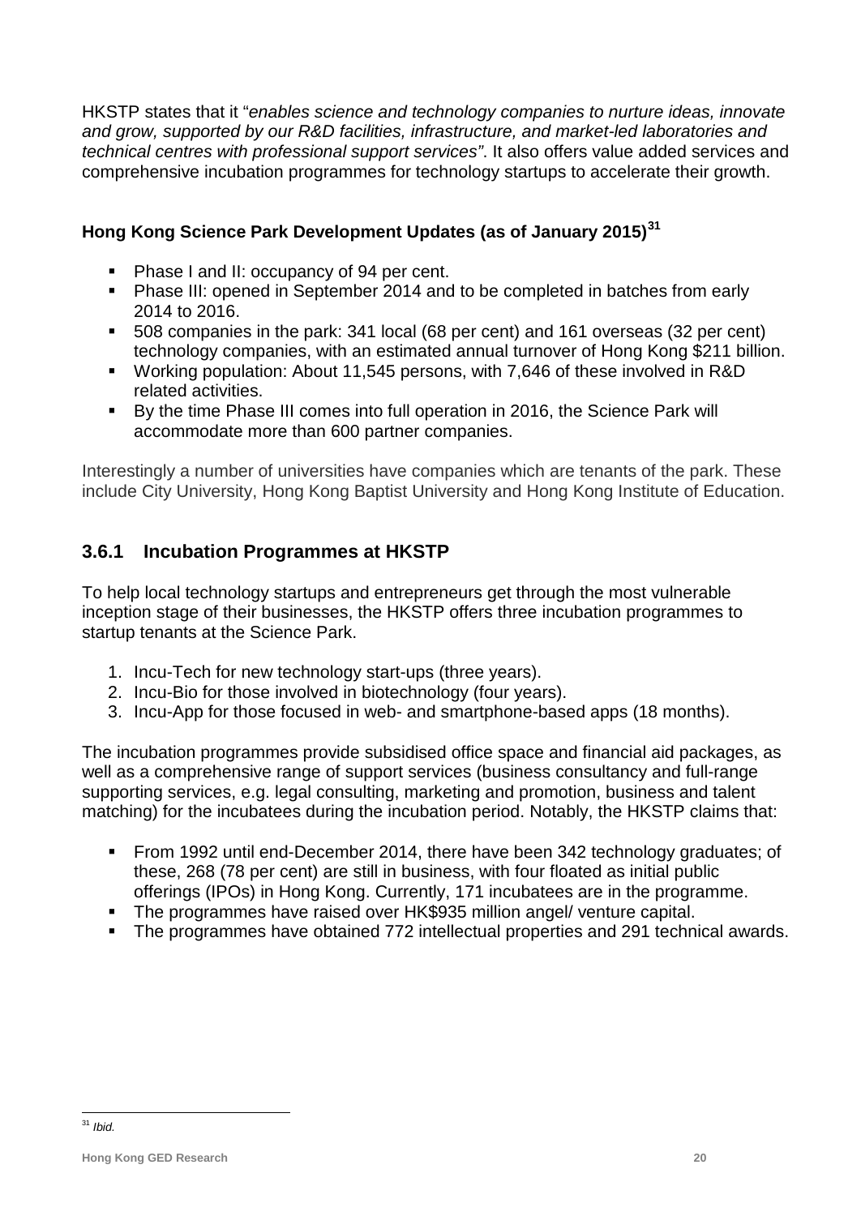HKSTP states that it "*enables science and technology companies to nurture ideas, innovate and grow, supported by our R&D facilities, infrastructure, and market-led laboratories and technical centres with professional support services"*. It also offers value added services and comprehensive incubation programmes for technology startups to accelerate their growth.

**Hong Kong Science Park Development Updates (as of January 2015)**[31]

- Phase I and II: occupancy of 94 per cent.
- Phase III: opened in September 2014 and to be completed in batches from early 2014 to 2016.
- 508 companies in the park: 341 local (68 per cent) and 161 overseas (32 per cent) technology companies, with an estimated annual turnover of Hong Kong $211 billion.
- Working population: About 11,545 persons, with 7,646 of these involved in R&D related activities.
- By the time Phase III comes into full operation in 2016, the Science Park will accommodate more than 600 partner companies.

Interestingly a number of universities have companies which are tenants of the park. These include City University, Hong Kong Baptist University and Hong Kong Institute of Education.

### 3.6.1 Incubation Programmes at HKSTP

To help local technology startups and entrepreneurs get through the most vulnerable inception stage of their businesses, the HKSTP offers three incubation programmes to startup tenants at the Science Park.

1. Incu-Tech for new technology start-ups (three years).
2. Incu-Bio for those involved in biotechnology (four years).
3. Incu-App for those focused in web- and smartphone-based apps (18 months).

The incubation programmes provide subsidised office space and financial aid packages, as well as a comprehensive range of support services (business consultancy and full-range supporting services, e.g. legal consulting, marketing and promotion, business and talent matching) for the incubatees during the incubation period. Notably, the HKSTP claims that:

- From 1992 until end-December 2014, there have been 342 technology graduates; of these, 268 (78 per cent) are still in business, with four floated as initial public offerings (IPOs) in Hong Kong. Currently, 171 incubatees are in the programme.
- The programmes have raised over HK$935 million angel/ venture capital.
- The programmes have obtained 772 intellectual properties and 291 technical awards.

---

[31] *Ibid.*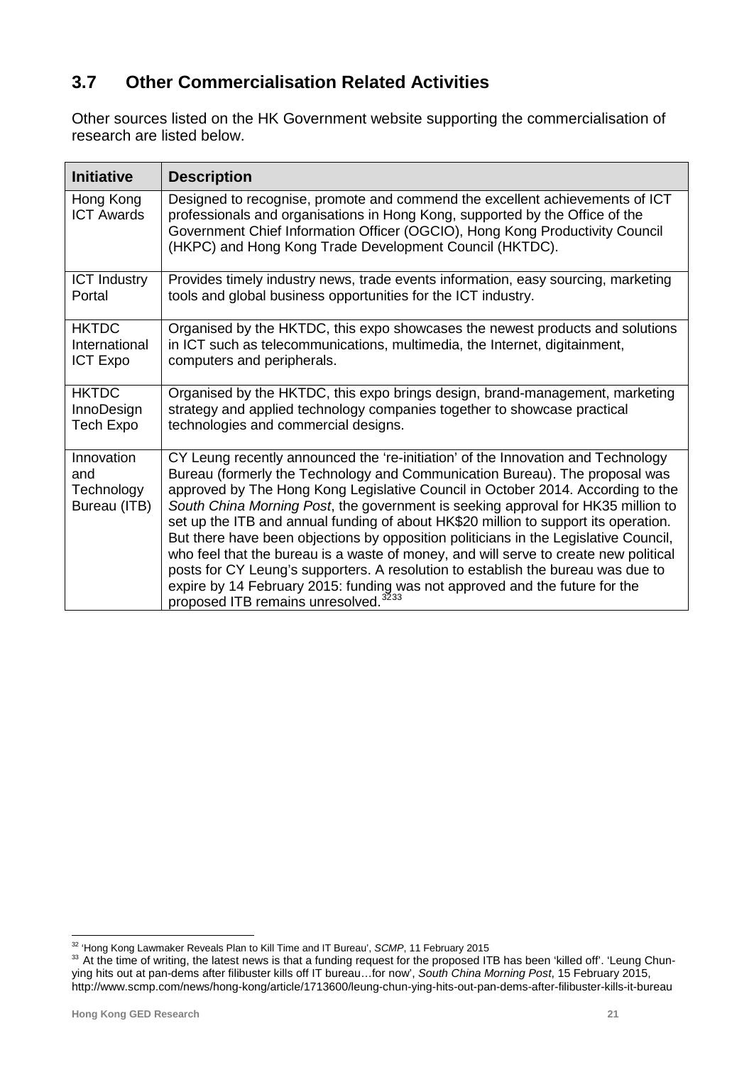## 3.7 Other Commercialisation Related Activities

Other sources listed on the HK Government website supporting the commercialisation of research are listed below.

| Initiative | Description |
|---|---|
| Hong Kong ICT Awards | Designed to recognise, promote and commend the excellent achievements of ICT professionals and organisations in Hong Kong, supported by the Office of the Government Chief Information Officer (OGCIO), Hong Kong Productivity Council (HKPC) and Hong Kong Trade Development Council (HKTDC). |
| ICT Industry Portal | Provides timely industry news, trade events information, easy sourcing, marketing tools and global business opportunities for the ICT industry. |
| HKTDC International ICT Expo | Organised by the HKTDC, this expo showcases the newest products and solutions in ICT such as telecommunications, multimedia, the Internet, digitainment, computers and peripherals. |
| HKTDC InnoDesign Tech Expo | Organised by the HKTDC, this expo brings design, brand-management, marketing strategy and applied technology companies together to showcase practical technologies and commercial designs. |
| Innovation and Technology Bureau (ITB) | CY Leung recently announced the 're-initiation' of the Innovation and Technology Bureau (formerly the Technology and Communication Bureau). The proposal was approved by The Hong Kong Legislative Council in October 2014. According to the *South China Morning Post*, the government is seeking approval for HK35 million to set up the ITB and annual funding of about HK$20 million to support its operation. But there have been objections by opposition politicians in the Legislative Council, who feel that the bureau is a waste of money, and will serve to create new political posts for CY Leung's supporters. A resolution to establish the bureau was due to expire by 14 February 2015: funding was not approved and the future for the proposed ITB remains unresolved.[32][33] |

[32] 'Hong Kong Lawmaker Reveals Plan to Kill Time and IT Bureau', *SCMP*, 11 February 2015

[33] At the time of writing, the latest news is that a funding request for the proposed ITB has been 'killed off'. 'Leung Chun-ying hits out at pan-dems after filibuster kills off IT bureau…for now', *South China Morning Post*, 15 February 2015, http://www.scmp.com/news/hong-kong/article/1713600/leung-chun-ying-hits-out-pan-dems-after-filibuster-kills-it-bureau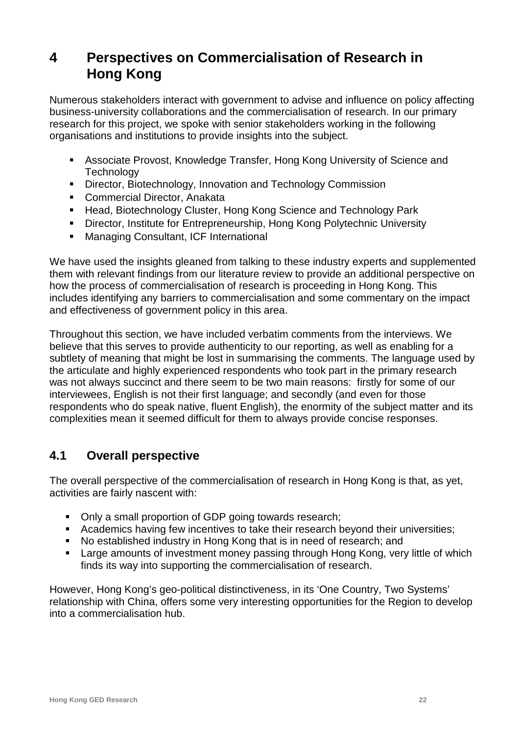# 4 Perspectives on Commercialisation of Research in Hong Kong

Numerous stakeholders interact with government to advise and influence on policy affecting business-university collaborations and the commercialisation of research. In our primary research for this project, we spoke with senior stakeholders working in the following organisations and institutions to provide insights into the subject.

- Associate Provost, Knowledge Transfer, Hong Kong University of Science and Technology
- Director, Biotechnology, Innovation and Technology Commission
- Commercial Director, Anakata
- Head, Biotechnology Cluster, Hong Kong Science and Technology Park
- Director, Institute for Entrepreneurship, Hong Kong Polytechnic University
- Managing Consultant, ICF International

We have used the insights gleaned from talking to these industry experts and supplemented them with relevant findings from our literature review to provide an additional perspective on how the process of commercialisation of research is proceeding in Hong Kong. This includes identifying any barriers to commercialisation and some commentary on the impact and effectiveness of government policy in this area.

Throughout this section, we have included verbatim comments from the interviews. We believe that this serves to provide authenticity to our reporting, as well as enabling for a subtlety of meaning that might be lost in summarising the comments. The language used by the articulate and highly experienced respondents who took part in the primary research was not always succinct and there seem to be two main reasons: firstly for some of our interviewees, English is not their first language; and secondly (and even for those respondents who do speak native, fluent English), the enormity of the subject matter and its complexities mean it seemed difficult for them to always provide concise responses.

## 4.1 Overall perspective

The overall perspective of the commercialisation of research in Hong Kong is that, as yet, activities are fairly nascent with:

- Only a small proportion of GDP going towards research;
- Academics having few incentives to take their research beyond their universities;
- No established industry in Hong Kong that is in need of research; and
- Large amounts of investment money passing through Hong Kong, very little of which finds its way into supporting the commercialisation of research.

However, Hong Kong's geo-political distinctiveness, in its 'One Country, Two Systems' relationship with China, offers some very interesting opportunities for the Region to develop into a commercialisation hub.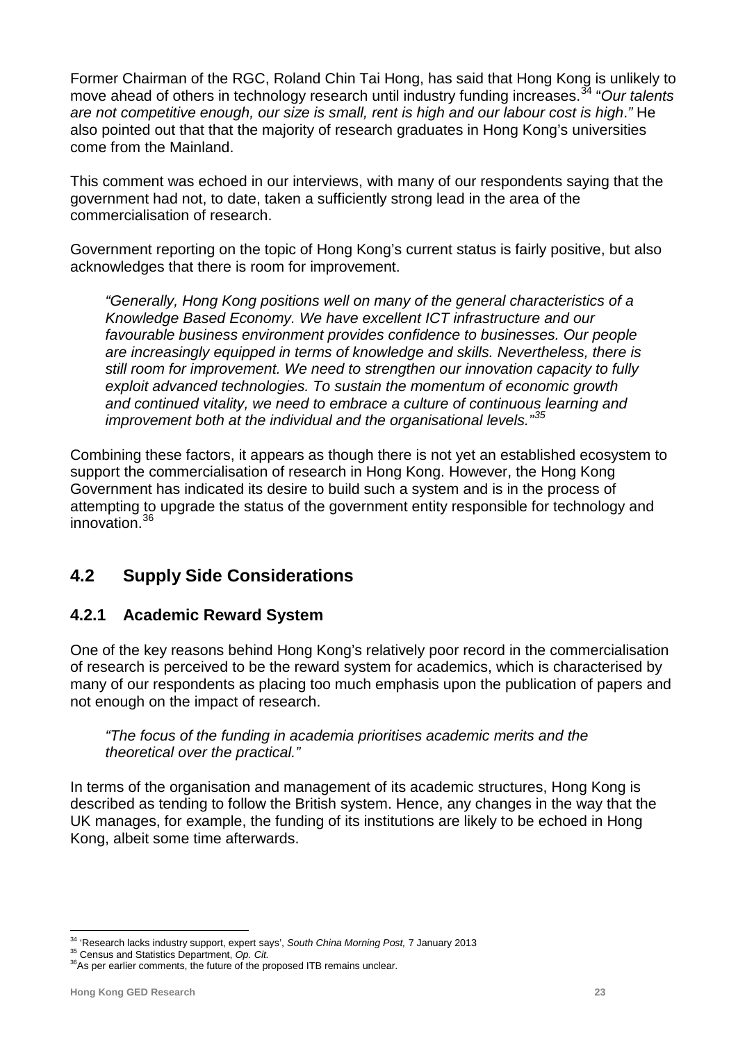Former Chairman of the RGC, Roland Chin Tai Hong, has said that Hong Kong is unlikely to move ahead of others in technology research until industry funding increases.[34] "*Our talents are not competitive enough, our size is small, rent is high and our labour cost is high*." He also pointed out that that the majority of research graduates in Hong Kong's universities come from the Mainland.

This comment was echoed in our interviews, with many of our respondents saying that the government had not, to date, taken a sufficiently strong lead in the area of the commercialisation of research.

Government reporting on the topic of Hong Kong's current status is fairly positive, but also acknowledges that there is room for improvement.

> *"Generally, Hong Kong positions well on many of the general characteristics of a Knowledge Based Economy. We have excellent ICT infrastructure and our favourable business environment provides confidence to businesses. Our people are increasingly equipped in terms of knowledge and skills. Nevertheless, there is still room for improvement. We need to strengthen our innovation capacity to fully exploit advanced technologies. To sustain the momentum of economic growth and continued vitality, we need to embrace a culture of continuous learning and improvement both at the individual and the organisational levels."*[35]

Combining these factors, it appears as though there is not yet an established ecosystem to support the commercialisation of research in Hong Kong. However, the Hong Kong Government has indicated its desire to build such a system and is in the process of attempting to upgrade the status of the government entity responsible for technology and innovation.[36]

## 4.2 Supply Side Considerations

### 4.2.1 Academic Reward System

One of the key reasons behind Hong Kong's relatively poor record in the commercialisation of research is perceived to be the reward system for academics, which is characterised by many of our respondents as placing too much emphasis upon the publication of papers and not enough on the impact of research.

> *"The focus of the funding in academia prioritises academic merits and the theoretical over the practical."*

In terms of the organisation and management of its academic structures, Hong Kong is described as tending to follow the British system. Hence, any changes in the way that the UK manages, for example, the funding of its institutions are likely to be echoed in Hong Kong, albeit some time afterwards.

---

[34] 'Research lacks industry support, expert says', *South China Morning Post,* 7 January 2013

[35] Census and Statistics Department, *Op. Cit.*

[36] As per earlier comments, the future of the proposed ITB remains unclear.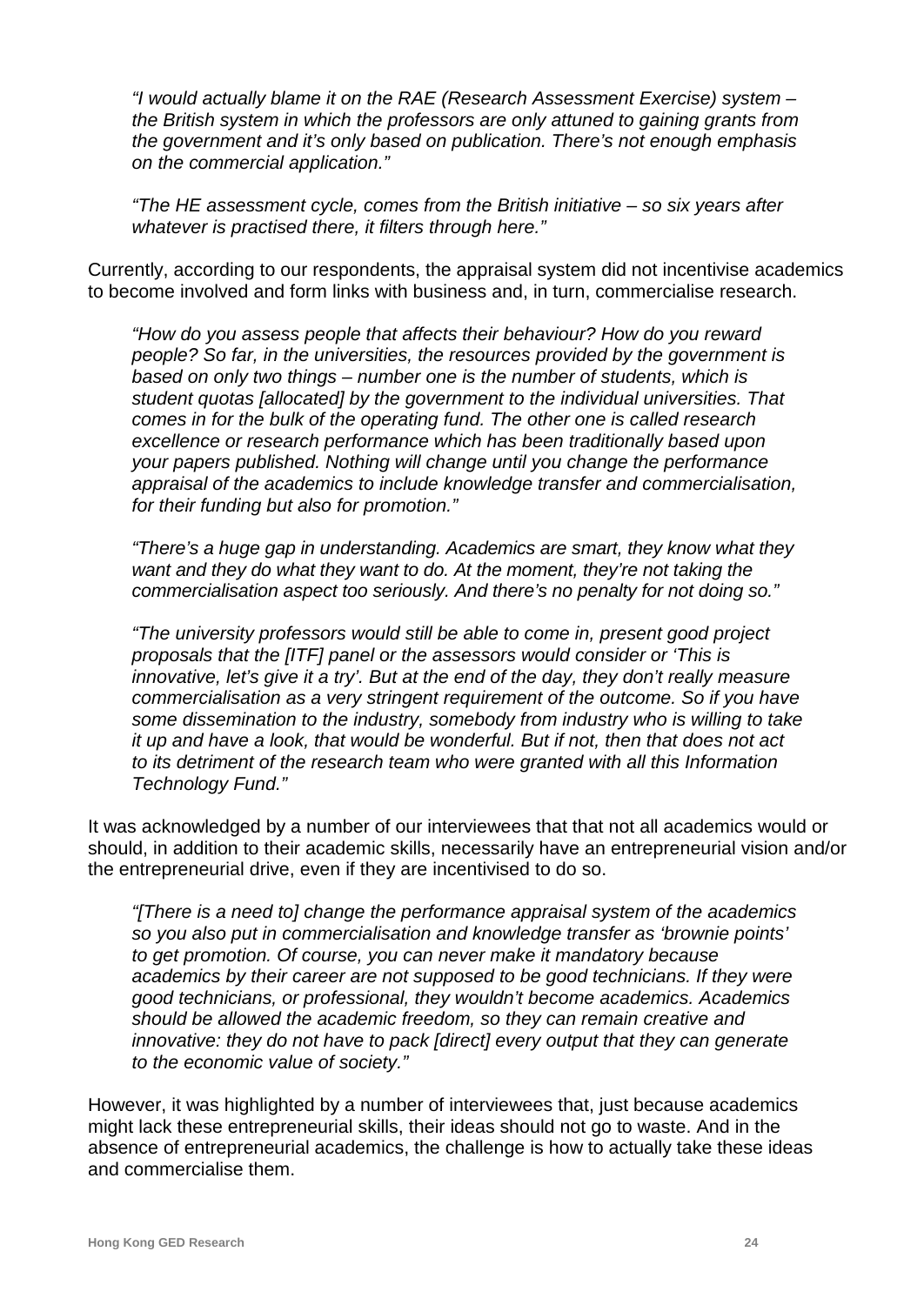*"I would actually blame it on the RAE (Research Assessment Exercise) system – the British system in which the professors are only attuned to gaining grants from the government and it's only based on publication. There's not enough emphasis on the commercial application."*

*"The HE assessment cycle, comes from the British initiative – so six years after whatever is practised there, it filters through here."*

Currently, according to our respondents, the appraisal system did not incentivise academics to become involved and form links with business and, in turn, commercialise research.

*"How do you assess people that affects their behaviour? How do you reward people? So far, in the universities, the resources provided by the government is based on only two things – number one is the number of students, which is student quotas [allocated] by the government to the individual universities. That comes in for the bulk of the operating fund. The other one is called research excellence or research performance which has been traditionally based upon your papers published. Nothing will change until you change the performance appraisal of the academics to include knowledge transfer and commercialisation, for their funding but also for promotion."*

*"There's a huge gap in understanding. Academics are smart, they know what they want and they do what they want to do. At the moment, they're not taking the commercialisation aspect too seriously. And there's no penalty for not doing so."*

*"The university professors would still be able to come in, present good project proposals that the [ITF] panel or the assessors would consider or 'This is innovative, let's give it a try'. But at the end of the day, they don't really measure commercialisation as a very stringent requirement of the outcome. So if you have some dissemination to the industry, somebody from industry who is willing to take it up and have a look, that would be wonderful. But if not, then that does not act to its detriment of the research team who were granted with all this Information Technology Fund."*

It was acknowledged by a number of our interviewees that that not all academics would or should, in addition to their academic skills, necessarily have an entrepreneurial vision and/or the entrepreneurial drive, even if they are incentivised to do so.

*"[There is a need to] change the performance appraisal system of the academics so you also put in commercialisation and knowledge transfer as 'brownie points' to get promotion. Of course, you can never make it mandatory because academics by their career are not supposed to be good technicians. If they were good technicians, or professional, they wouldn't become academics. Academics should be allowed the academic freedom, so they can remain creative and innovative: they do not have to pack [direct] every output that they can generate to the economic value of society."*

However, it was highlighted by a number of interviewees that, just because academics might lack these entrepreneurial skills, their ideas should not go to waste. And in the absence of entrepreneurial academics, the challenge is how to actually take these ideas and commercialise them.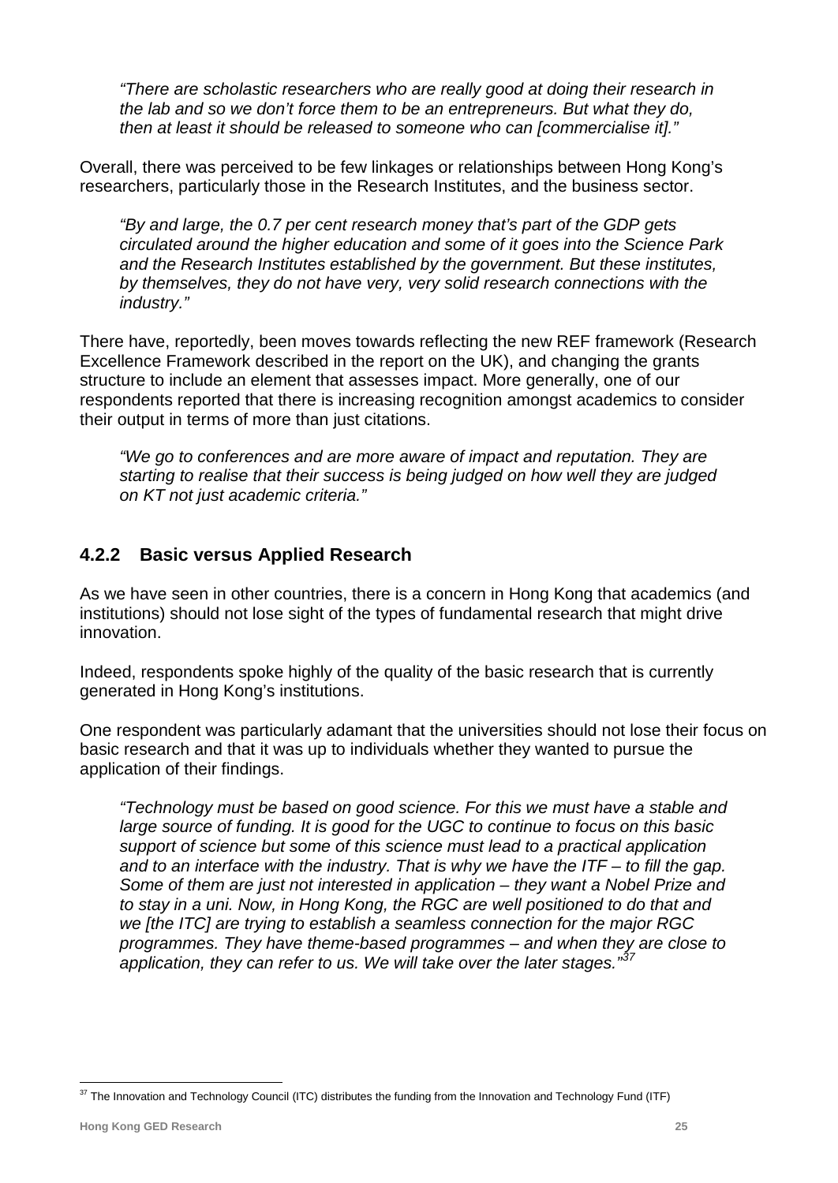*"There are scholastic researchers who are really good at doing their research in the lab and so we don't force them to be an entrepreneurs. But what they do, then at least it should be released to someone who can [commercialise it]."*

Overall, there was perceived to be few linkages or relationships between Hong Kong's researchers, particularly those in the Research Institutes, and the business sector.

*"By and large, the 0.7 per cent research money that's part of the GDP gets circulated around the higher education and some of it goes into the Science Park and the Research Institutes established by the government. But these institutes, by themselves, they do not have very, very solid research connections with the industry."*

There have, reportedly, been moves towards reflecting the new REF framework (Research Excellence Framework described in the report on the UK), and changing the grants structure to include an element that assesses impact. More generally, one of our respondents reported that there is increasing recognition amongst academics to consider their output in terms of more than just citations.

*"We go to conferences and are more aware of impact and reputation. They are starting to realise that their success is being judged on how well they are judged on KT not just academic criteria."*

### 4.2.2 Basic versus Applied Research

As we have seen in other countries, there is a concern in Hong Kong that academics (and institutions) should not lose sight of the types of fundamental research that might drive innovation.

Indeed, respondents spoke highly of the quality of the basic research that is currently generated in Hong Kong's institutions.

One respondent was particularly adamant that the universities should not lose their focus on basic research and that it was up to individuals whether they wanted to pursue the application of their findings.

*"Technology must be based on good science. For this we must have a stable and large source of funding. It is good for the UGC to continue to focus on this basic support of science but some of this science must lead to a practical application and to an interface with the industry. That is why we have the ITF – to fill the gap. Some of them are just not interested in application – they want a Nobel Prize and to stay in a uni. Now, in Hong Kong, the RGC are well positioned to do that and we [the ITC] are trying to establish a seamless connection for the major RGC programmes. They have theme-based programmes – and when they are close to application, they can refer to us. We will take over the later stages."*[37]

[37] The Innovation and Technology Council (ITC) distributes the funding from the Innovation and Technology Fund (ITF)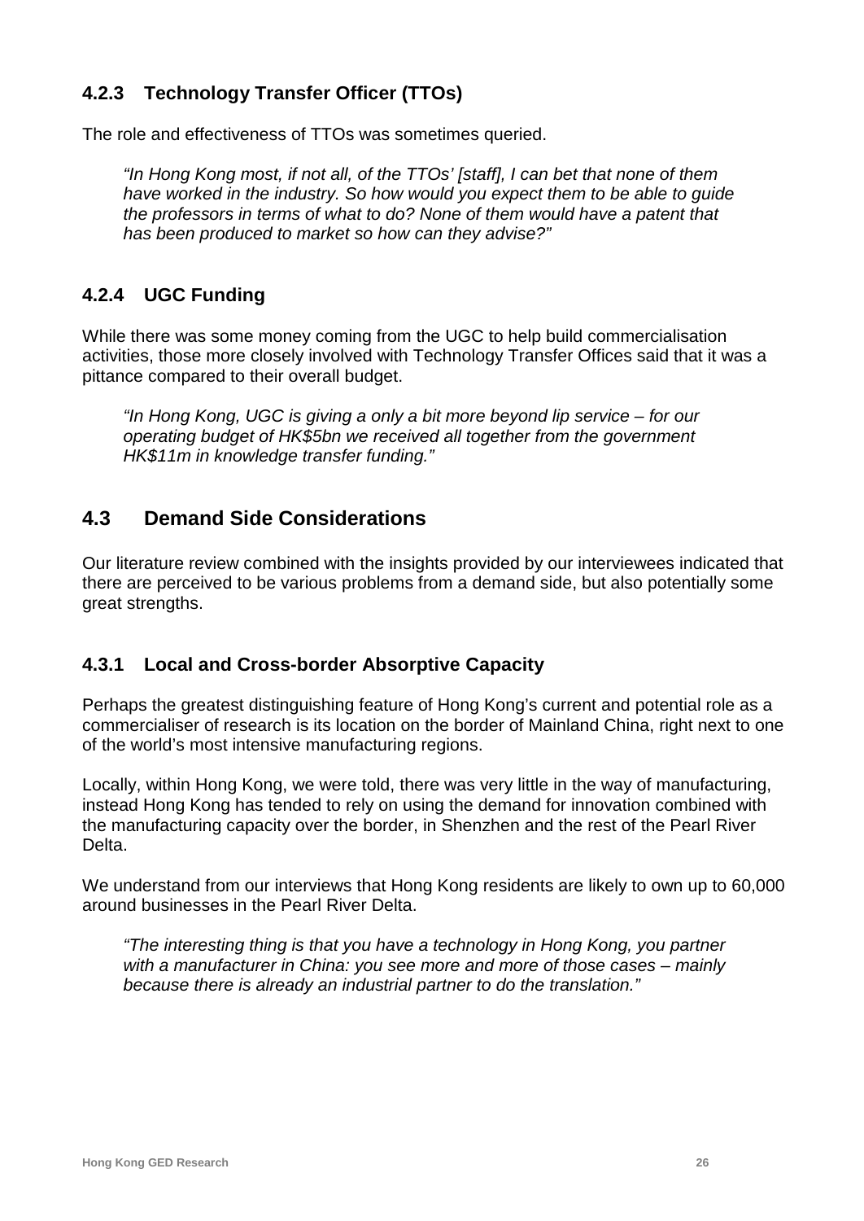### 4.2.3 Technology Transfer Officer (TTOs)

The role and effectiveness of TTOs was sometimes queried.

> *"In Hong Kong most, if not all, of the TTOs' [staff], I can bet that none of them have worked in the industry. So how would you expect them to be able to guide the professors in terms of what to do? None of them would have a patent that has been produced to market so how can they advise?"*

### 4.2.4 UGC Funding

While there was some money coming from the UGC to help build commercialisation activities, those more closely involved with Technology Transfer Offices said that it was a pittance compared to their overall budget.

> *"In Hong Kong, UGC is giving a only a bit more beyond lip service – for our operating budget of HK$5bn we received all together from the government HK$11m in knowledge transfer funding."*

## 4.3 Demand Side Considerations

Our literature review combined with the insights provided by our interviewees indicated that there are perceived to be various problems from a demand side, but also potentially some great strengths.

### 4.3.1 Local and Cross-border Absorptive Capacity

Perhaps the greatest distinguishing feature of Hong Kong's current and potential role as a commercialiser of research is its location on the border of Mainland China, right next to one of the world's most intensive manufacturing regions.

Locally, within Hong Kong, we were told, there was very little in the way of manufacturing, instead Hong Kong has tended to rely on using the demand for innovation combined with the manufacturing capacity over the border, in Shenzhen and the rest of the Pearl River Delta.

We understand from our interviews that Hong Kong residents are likely to own up to 60,000 around businesses in the Pearl River Delta.

> *"The interesting thing is that you have a technology in Hong Kong, you partner with a manufacturer in China: you see more and more of those cases – mainly because there is already an industrial partner to do the translation."*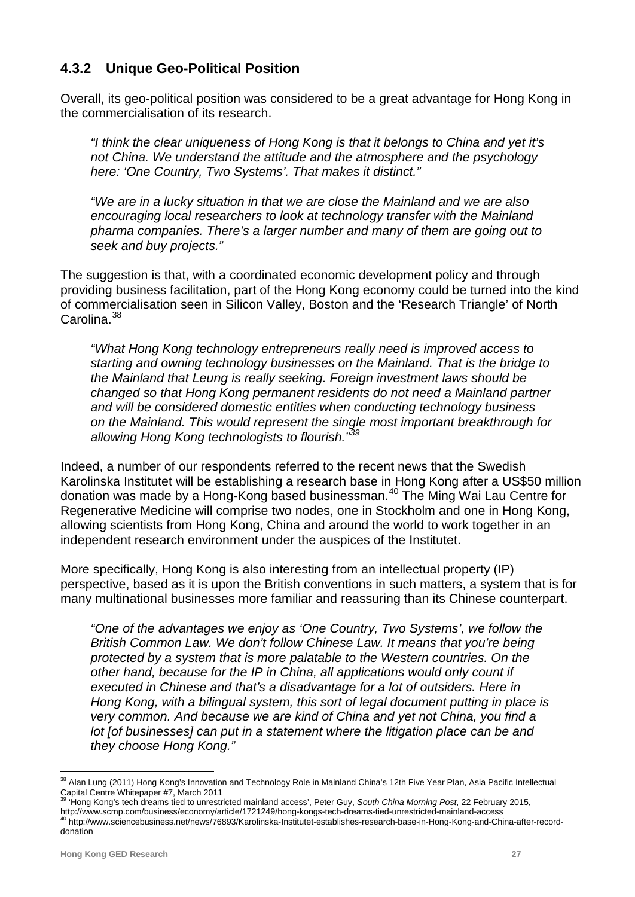### 4.3.2 Unique Geo-Political Position

Overall, its geo-political position was considered to be a great advantage for Hong Kong in the commercialisation of its research.

> *"I think the clear uniqueness of Hong Kong is that it belongs to China and yet it's not China. We understand the attitude and the atmosphere and the psychology here: 'One Country, Two Systems'. That makes it distinct."*

> *"We are in a lucky situation in that we are close the Mainland and we are also encouraging local researchers to look at technology transfer with the Mainland pharma companies. There's a larger number and many of them are going out to seek and buy projects."*

The suggestion is that, with a coordinated economic development policy and through providing business facilitation, part of the Hong Kong economy could be turned into the kind of commercialisation seen in Silicon Valley, Boston and the 'Research Triangle' of North Carolina.[38]

> *"What Hong Kong technology entrepreneurs really need is improved access to starting and owning technology businesses on the Mainland. That is the bridge to the Mainland that Leung is really seeking. Foreign investment laws should be changed so that Hong Kong permanent residents do not need a Mainland partner and will be considered domestic entities when conducting technology business on the Mainland. This would represent the single most important breakthrough for allowing Hong Kong technologists to flourish."*[39]

Indeed, a number of our respondents referred to the recent news that the Swedish Karolinska Institutet will be establishing a research base in Hong Kong after a US$50 million donation was made by a Hong-Kong based businessman.[40] The Ming Wai Lau Centre for Regenerative Medicine will comprise two nodes, one in Stockholm and one in Hong Kong, allowing scientists from Hong Kong, China and around the world to work together in an independent research environment under the auspices of the Institutet.

More specifically, Hong Kong is also interesting from an intellectual property (IP) perspective, based as it is upon the British conventions in such matters, a system that is for many multinational businesses more familiar and reassuring than its Chinese counterpart.

> *"One of the advantages we enjoy as 'One Country, Two Systems', we follow the British Common Law. We don't follow Chinese Law. It means that you're being protected by a system that is more palatable to the Western countries. On the other hand, because for the IP in China, all applications would only count if executed in Chinese and that's a disadvantage for a lot of outsiders. Here in Hong Kong, with a bilingual system, this sort of legal document putting in place is very common. And because we are kind of China and yet not China, you find a lot [of businesses] can put in a statement where the litigation place can be and they choose Hong Kong."*

---

[38] Alan Lung (2011) Hong Kong's Innovation and Technology Role in Mainland China's 12th Five Year Plan, Asia Pacific Intellectual Capital Centre Whitepaper #7, March 2011

[39] 'Hong Kong's tech dreams tied to unrestricted mainland access', Peter Guy, *South China Morning Post*, 22 February 2015, http://www.scmp.com/business/economy/article/1721249/hong-kongs-tech-dreams-tied-unrestricted-mainland-access

[40] http://www.sciencebusiness.net/news/76893/Karolinska-Institutet-establishes-research-base-in-Hong-Kong-and-China-after-record-donation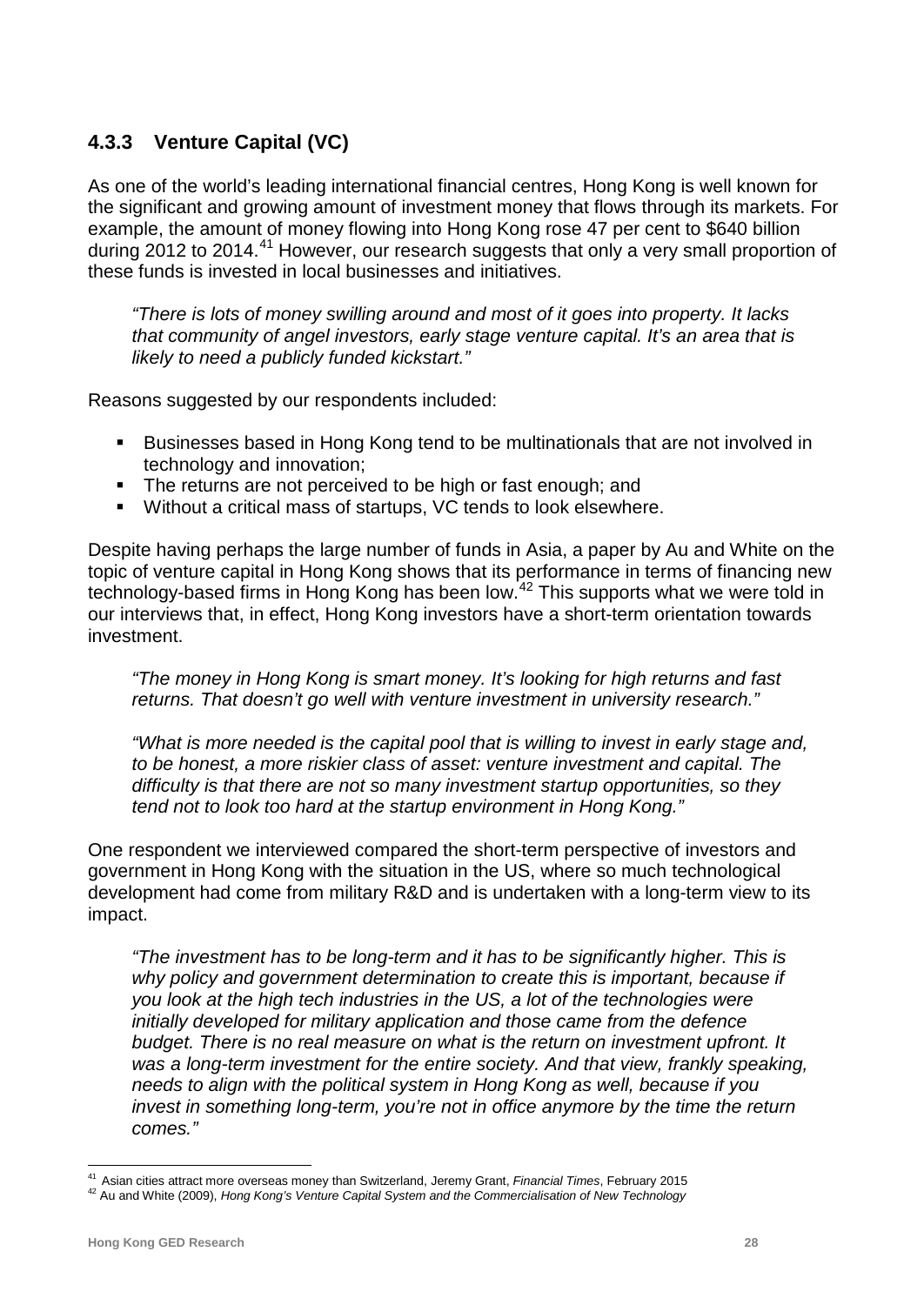### 4.3.3 Venture Capital (VC)

As one of the world's leading international financial centres, Hong Kong is well known for the significant and growing amount of investment money that flows through its markets. For example, the amount of money flowing into Hong Kong rose 47 per cent to $640 billion during 2012 to 2014.[41] However, our research suggests that only a very small proportion of these funds is invested in local businesses and initiatives.

> *"There is lots of money swilling around and most of it goes into property. It lacks that community of angel investors, early stage venture capital. It's an area that is likely to need a publicly funded kickstart."*

Reasons suggested by our respondents included:

- Businesses based in Hong Kong tend to be multinationals that are not involved in technology and innovation;
- The returns are not perceived to be high or fast enough; and
- Without a critical mass of startups, VC tends to look elsewhere.

Despite having perhaps the large number of funds in Asia, a paper by Au and White on the topic of venture capital in Hong Kong shows that its performance in terms of financing new technology-based firms in Hong Kong has been low.[42] This supports what we were told in our interviews that, in effect, Hong Kong investors have a short-term orientation towards investment.

> *"The money in Hong Kong is smart money. It's looking for high returns and fast returns. That doesn't go well with venture investment in university research."*

> *"What is more needed is the capital pool that is willing to invest in early stage and, to be honest, a more riskier class of asset: venture investment and capital. The difficulty is that there are not so many investment startup opportunities, so they tend not to look too hard at the startup environment in Hong Kong."*

One respondent we interviewed compared the short-term perspective of investors and government in Hong Kong with the situation in the US, where so much technological development had come from military R&D and is undertaken with a long-term view to its impact.

> *"The investment has to be long-term and it has to be significantly higher. This is why policy and government determination to create this is important, because if you look at the high tech industries in the US, a lot of the technologies were initially developed for military application and those came from the defence budget. There is no real measure on what is the return on investment upfront. It was a long-term investment for the entire society. And that view, frankly speaking, needs to align with the political system in Hong Kong as well, because if you invest in something long-term, you're not in office anymore by the time the return comes."*

---

[41] Asian cities attract more overseas money than Switzerland, Jeremy Grant, *Financial Times*, February 2015

[42] Au and White (2009), *Hong Kong's Venture Capital System and the Commercialisation of New Technology*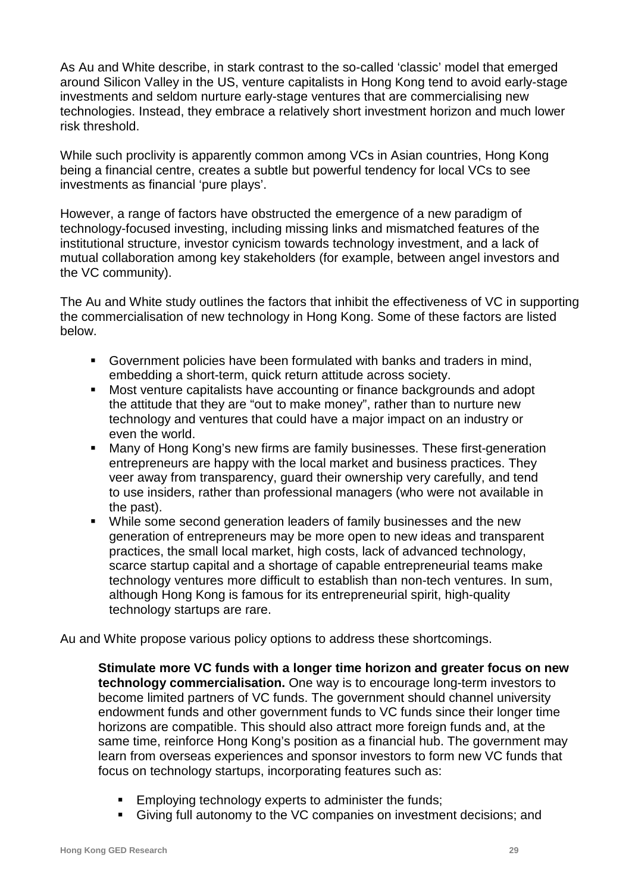As Au and White describe, in stark contrast to the so-called 'classic' model that emerged around Silicon Valley in the US, venture capitalists in Hong Kong tend to avoid early-stage investments and seldom nurture early-stage ventures that are commercialising new technologies. Instead, they embrace a relatively short investment horizon and much lower risk threshold.

While such proclivity is apparently common among VCs in Asian countries, Hong Kong being a financial centre, creates a subtle but powerful tendency for local VCs to see investments as financial 'pure plays'.

However, a range of factors have obstructed the emergence of a new paradigm of technology-focused investing, including missing links and mismatched features of the institutional structure, investor cynicism towards technology investment, and a lack of mutual collaboration among key stakeholders (for example, between angel investors and the VC community).

The Au and White study outlines the factors that inhibit the effectiveness of VC in supporting the commercialisation of new technology in Hong Kong. Some of these factors are listed below.

- Government policies have been formulated with banks and traders in mind, embedding a short-term, quick return attitude across society.
- Most venture capitalists have accounting or finance backgrounds and adopt the attitude that they are "out to make money", rather than to nurture new technology and ventures that could have a major impact on an industry or even the world.
- Many of Hong Kong's new firms are family businesses. These first-generation entrepreneurs are happy with the local market and business practices. They veer away from transparency, guard their ownership very carefully, and tend to use insiders, rather than professional managers (who were not available in the past).
- While some second generation leaders of family businesses and the new generation of entrepreneurs may be more open to new ideas and transparent practices, the small local market, high costs, lack of advanced technology, scarce startup capital and a shortage of capable entrepreneurial teams make technology ventures more difficult to establish than non-tech ventures. In sum, although Hong Kong is famous for its entrepreneurial spirit, high-quality technology startups are rare.

Au and White propose various policy options to address these shortcomings.

**Stimulate more VC funds with a longer time horizon and greater focus on new technology commercialisation.** One way is to encourage long-term investors to become limited partners of VC funds. The government should channel university endowment funds and other government funds to VC funds since their longer time horizons are compatible. This should also attract more foreign funds and, at the same time, reinforce Hong Kong's position as a financial hub. The government may learn from overseas experiences and sponsor investors to form new VC funds that focus on technology startups, incorporating features such as:

- Employing technology experts to administer the funds;
- Giving full autonomy to the VC companies on investment decisions; and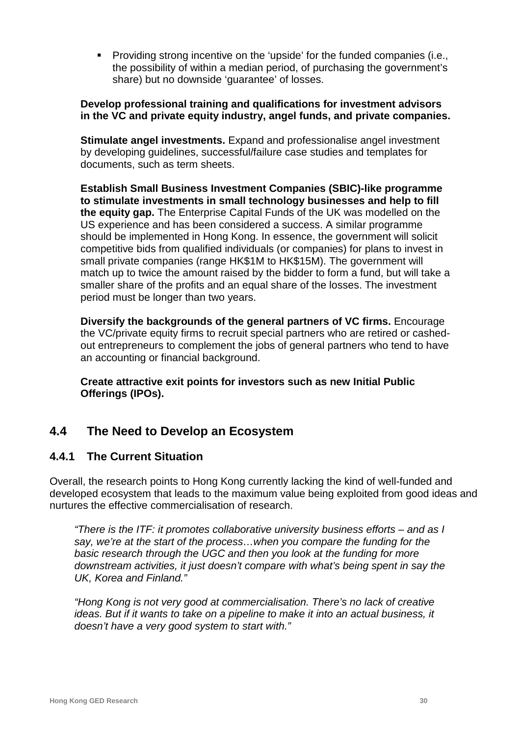- Providing strong incentive on the 'upside' for the funded companies (i.e., the possibility of within a median period, of purchasing the government's share) but no downside 'guarantee' of losses.

**Develop professional training and qualifications for investment advisors in the VC and private equity industry, angel funds, and private companies.**

**Stimulate angel investments.** Expand and professionalise angel investment by developing guidelines, successful/failure case studies and templates for documents, such as term sheets.

**Establish Small Business Investment Companies (SBIC)-like programme to stimulate investments in small technology businesses and help to fill the equity gap.** The Enterprise Capital Funds of the UK was modelled on the US experience and has been considered a success. A similar programme should be implemented in Hong Kong. In essence, the government will solicit competitive bids from qualified individuals (or companies) for plans to invest in small private companies (range HK$1M to HK$15M). The government will match up to twice the amount raised by the bidder to form a fund, but will take a smaller share of the profits and an equal share of the losses. The investment period must be longer than two years.

**Diversify the backgrounds of the general partners of VC firms.** Encourage the VC/private equity firms to recruit special partners who are retired or cashed-out entrepreneurs to complement the jobs of general partners who tend to have an accounting or financial background.

**Create attractive exit points for investors such as new Initial Public Offerings (IPOs).**

## 4.4 The Need to Develop an Ecosystem

### 4.4.1 The Current Situation

Overall, the research points to Hong Kong currently lacking the kind of well-funded and developed ecosystem that leads to the maximum value being exploited from good ideas and nurtures the effective commercialisation of research.

*"There is the ITF: it promotes collaborative university business efforts – and as I say, we're at the start of the process…when you compare the funding for the basic research through the UGC and then you look at the funding for more downstream activities, it just doesn't compare with what's being spent in say the UK, Korea and Finland."*

*"Hong Kong is not very good at commercialisation. There's no lack of creative ideas. But if it wants to take on a pipeline to make it into an actual business, it doesn't have a very good system to start with."*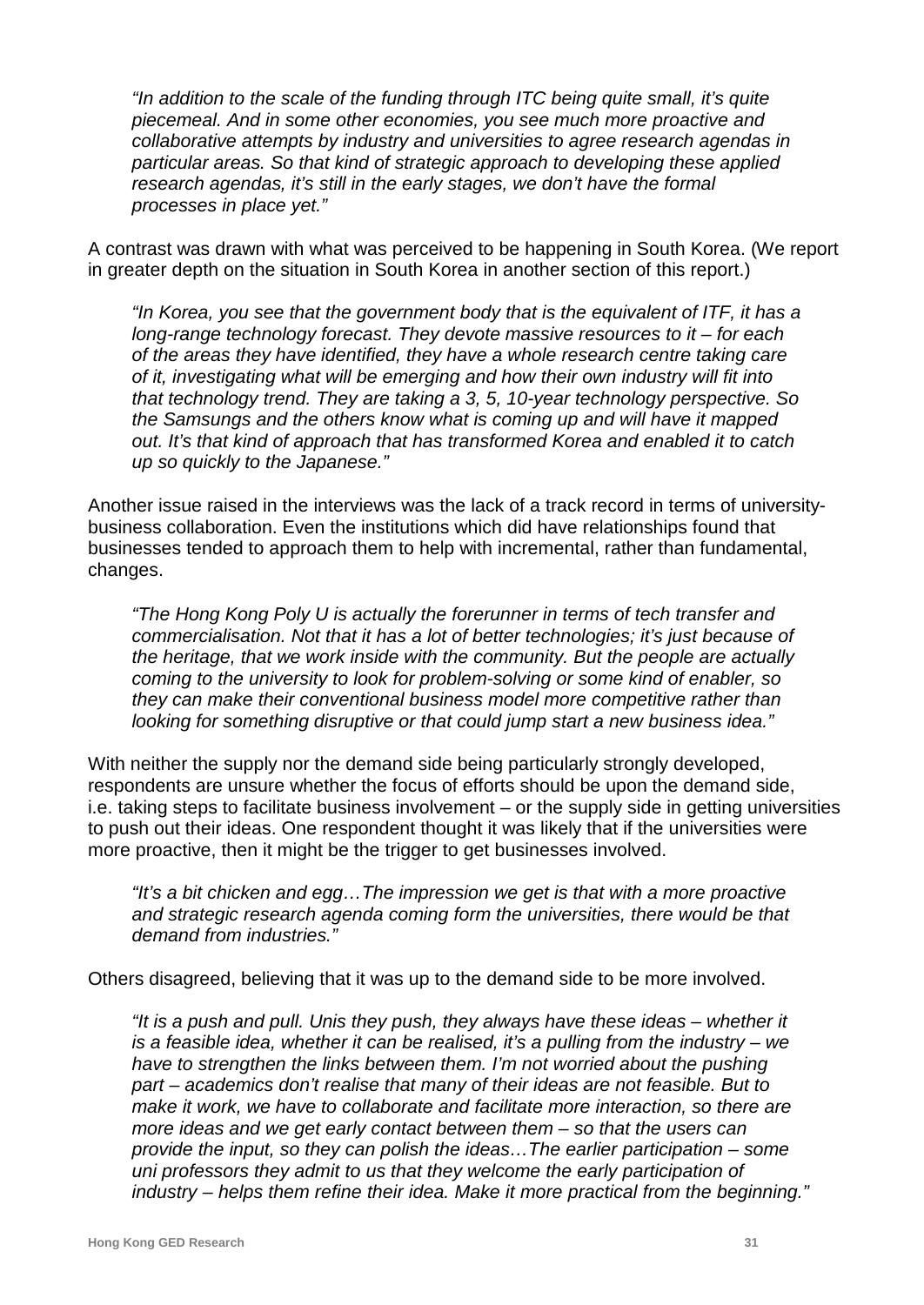*"In addition to the scale of the funding through ITC being quite small, it's quite piecemeal. And in some other economies, you see much more proactive and collaborative attempts by industry and universities to agree research agendas in particular areas. So that kind of strategic approach to developing these applied research agendas, it's still in the early stages, we don't have the formal processes in place yet."*

A contrast was drawn with what was perceived to be happening in South Korea. (We report in greater depth on the situation in South Korea in another section of this report.)

*"In Korea, you see that the government body that is the equivalent of ITF, it has a long-range technology forecast. They devote massive resources to it – for each of the areas they have identified, they have a whole research centre taking care of it, investigating what will be emerging and how their own industry will fit into that technology trend. They are taking a 3, 5, 10-year technology perspective. So the Samsungs and the others know what is coming up and will have it mapped out. It's that kind of approach that has transformed Korea and enabled it to catch up so quickly to the Japanese."*

Another issue raised in the interviews was the lack of a track record in terms of university-business collaboration. Even the institutions which did have relationships found that businesses tended to approach them to help with incremental, rather than fundamental, changes.

*"The Hong Kong Poly U is actually the forerunner in terms of tech transfer and commercialisation. Not that it has a lot of better technologies; it's just because of the heritage, that we work inside with the community. But the people are actually coming to the university to look for problem-solving or some kind of enabler, so they can make their conventional business model more competitive rather than looking for something disruptive or that could jump start a new business idea."*

With neither the supply nor the demand side being particularly strongly developed, respondents are unsure whether the focus of efforts should be upon the demand side, i.e. taking steps to facilitate business involvement – or the supply side in getting universities to push out their ideas. One respondent thought it was likely that if the universities were more proactive, then it might be the trigger to get businesses involved.

*"It's a bit chicken and egg…The impression we get is that with a more proactive and strategic research agenda coming form the universities, there would be that demand from industries."*

Others disagreed, believing that it was up to the demand side to be more involved.

*"It is a push and pull. Unis they push, they always have these ideas – whether it is a feasible idea, whether it can be realised, it's a pulling from the industry – we have to strengthen the links between them. I'm not worried about the pushing part – academics don't realise that many of their ideas are not feasible. But to make it work, we have to collaborate and facilitate more interaction, so there are more ideas and we get early contact between them – so that the users can provide the input, so they can polish the ideas…The earlier participation – some uni professors they admit to us that they welcome the early participation of industry – helps them refine their idea. Make it more practical from the beginning."*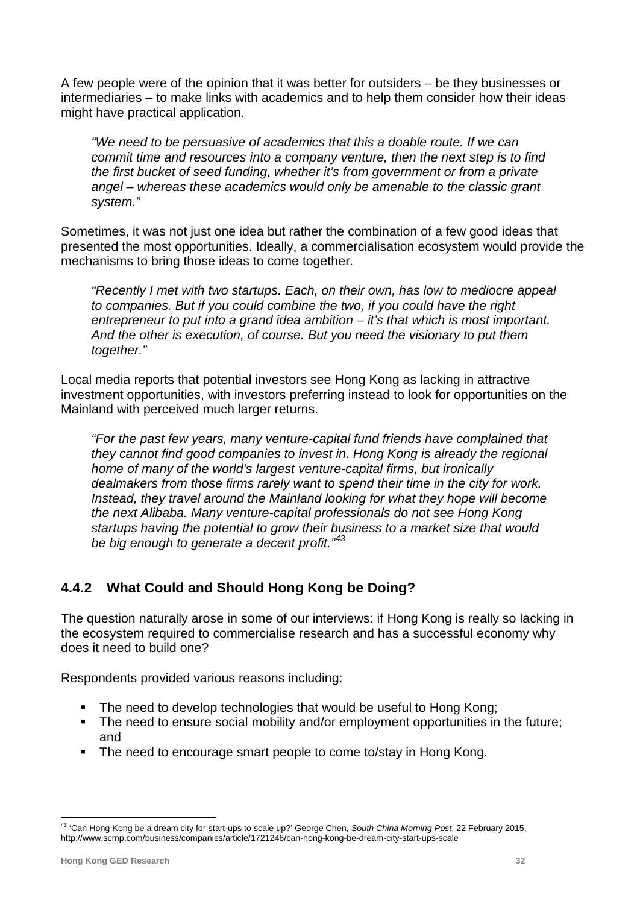A few people were of the opinion that it was better for outsiders – be they businesses or intermediaries – to make links with academics and to help them consider how their ideas might have practical application.

> *"We need to be persuasive of academics that this a doable route. If we can commit time and resources into a company venture, then the next step is to find the first bucket of seed funding, whether it's from government or from a private angel – whereas these academics would only be amenable to the classic grant system."*

Sometimes, it was not just one idea but rather the combination of a few good ideas that presented the most opportunities. Ideally, a commercialisation ecosystem would provide the mechanisms to bring those ideas to come together.

> *"Recently I met with two startups. Each, on their own, has low to mediocre appeal to companies. But if you could combine the two, if you could have the right entrepreneur to put into a grand idea ambition – it's that which is most important. And the other is execution, of course. But you need the visionary to put them together."*

Local media reports that potential investors see Hong Kong as lacking in attractive investment opportunities, with investors preferring instead to look for opportunities on the Mainland with perceived much larger returns.

> *"For the past few years, many venture-capital fund friends have complained that they cannot find good companies to invest in. Hong Kong is already the regional home of many of the world's largest venture-capital firms, but ironically dealmakers from those firms rarely want to spend their time in the city for work. Instead, they travel around the Mainland looking for what they hope will become the next Alibaba. Many venture-capital professionals do not see Hong Kong startups having the potential to grow their business to a market size that would be big enough to generate a decent profit."*[43]

### 4.4.2 What Could and Should Hong Kong be Doing?

The question naturally arose in some of our interviews: if Hong Kong is really so lacking in the ecosystem required to commercialise research and has a successful economy why does it need to build one?

Respondents provided various reasons including:

- The need to develop technologies that would be useful to Hong Kong;
- The need to ensure social mobility and/or employment opportunities in the future; and
- The need to encourage smart people to come to/stay in Hong Kong.

---

[43] 'Can Hong Kong be a dream city for start-ups to scale up?' George Chen, *South China Morning Post*, 22 February 2015, http://www.scmp.com/business/companies/article/1721246/can-hong-kong-be-dream-city-start-ups-scale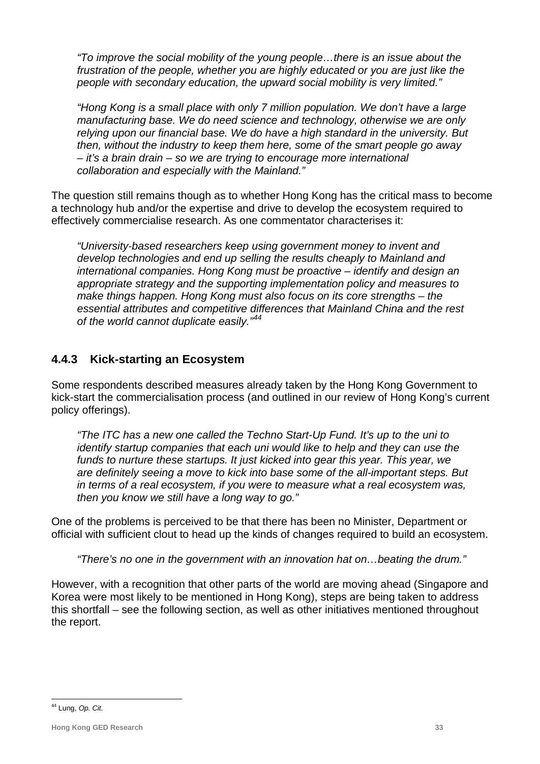*"To improve the social mobility of the young people…there is an issue about the frustration of the people, whether you are highly educated or you are just like the people with secondary education, the upward social mobility is very limited."*

*"Hong Kong is a small place with only 7 million population. We don't have a large manufacturing base. We do need science and technology, otherwise we are only relying upon our financial base. We do have a high standard in the university. But then, without the industry to keep them here, some of the smart people go away – it's a brain drain – so we are trying to encourage more international collaboration and especially with the Mainland."*

The question still remains though as to whether Hong Kong has the critical mass to become a technology hub and/or the expertise and drive to develop the ecosystem required to effectively commercialise research. As one commentator characterises it:

*"University-based researchers keep using government money to invent and develop technologies and end up selling the results cheaply to Mainland and international companies. Hong Kong must be proactive – identify and design an appropriate strategy and the supporting implementation policy and measures to make things happen. Hong Kong must also focus on its core strengths – the essential attributes and competitive differences that Mainland China and the rest of the world cannot duplicate easily."*[44]

### 4.4.3 Kick-starting an Ecosystem

Some respondents described measures already taken by the Hong Kong Government to kick-start the commercialisation process (and outlined in our review of Hong Kong's current policy offerings).

*"The ITC has a new one called the Techno Start-Up Fund. It's up to the uni to identify startup companies that each uni would like to help and they can use the funds to nurture these startups. It just kicked into gear this year. This year, we are definitely seeing a move to kick into base some of the all-important steps. But in terms of a real ecosystem, if you were to measure what a real ecosystem was, then you know we still have a long way to go."*

One of the problems is perceived to be that there has been no Minister, Department or official with sufficient clout to head up the kinds of changes required to build an ecosystem.

*"There's no one in the government with an innovation hat on…beating the drum."*

However, with a recognition that other parts of the world are moving ahead (Singapore and Korea were most likely to be mentioned in Hong Kong), steps are being taken to address this shortfall – see the following section, as well as other initiatives mentioned throughout the report.

---

[44] Lung, *Op. Cit.*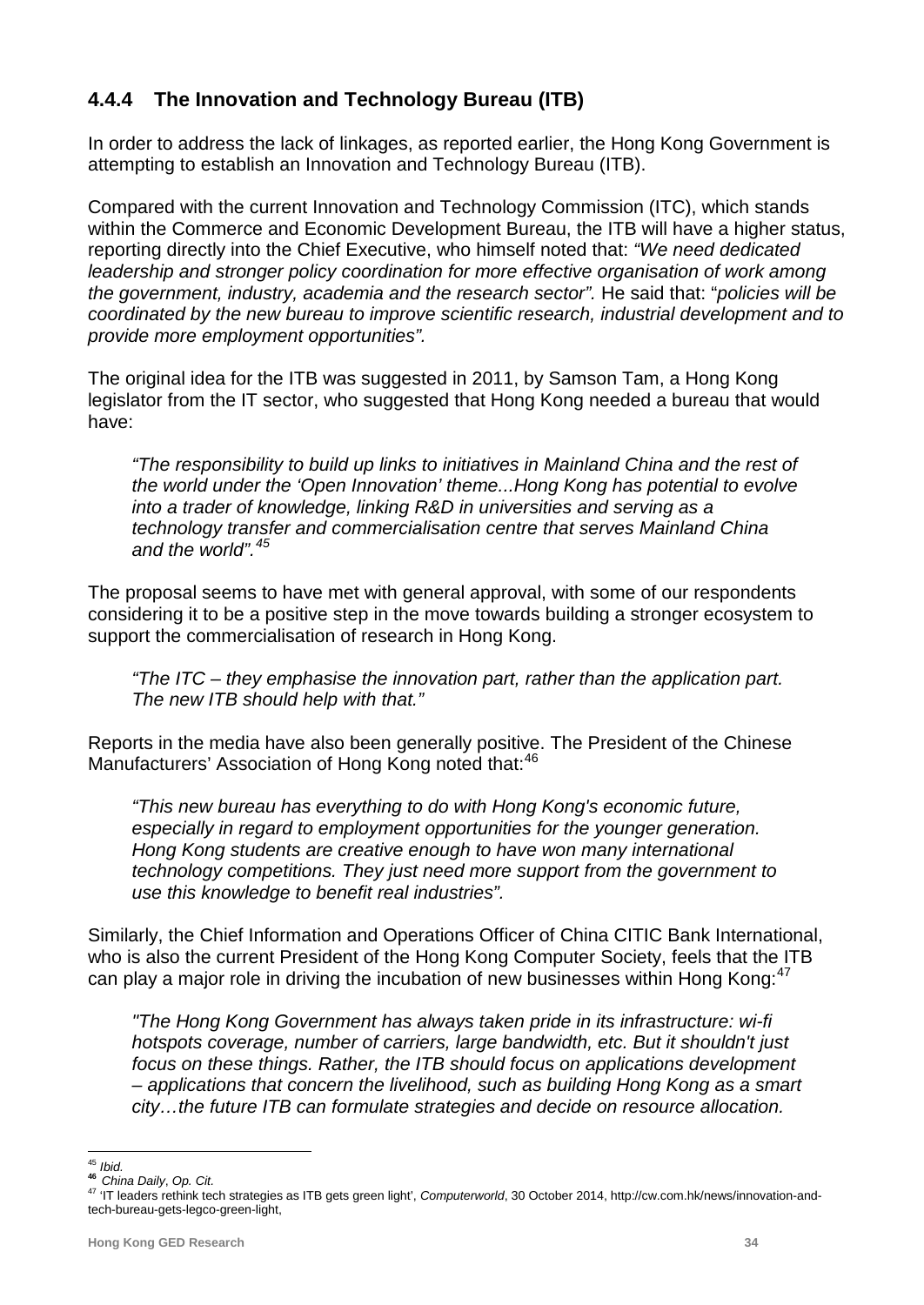### 4.4.4 The Innovation and Technology Bureau (ITB)

In order to address the lack of linkages, as reported earlier, the Hong Kong Government is attempting to establish an Innovation and Technology Bureau (ITB).

Compared with the current Innovation and Technology Commission (ITC), which stands within the Commerce and Economic Development Bureau, the ITB will have a higher status, reporting directly into the Chief Executive, who himself noted that: *"We need dedicated leadership and stronger policy coordination for more effective organisation of work among the government, industry, academia and the research sector".* He said that: "*policies will be coordinated by the new bureau to improve scientific research, industrial development and to provide more employment opportunities".*

The original idea for the ITB was suggested in 2011, by Samson Tam, a Hong Kong legislator from the IT sector, who suggested that Hong Kong needed a bureau that would have:

> *"The responsibility to build up links to initiatives in Mainland China and the rest of the world under the 'Open Innovation' theme...Hong Kong has potential to evolve into a trader of knowledge, linking R&D in universities and serving as a technology transfer and commercialisation centre that serves Mainland China and the world".*[45]

The proposal seems to have met with general approval, with some of our respondents considering it to be a positive step in the move towards building a stronger ecosystem to support the commercialisation of research in Hong Kong.

> *"The ITC – they emphasise the innovation part, rather than the application part. The new ITB should help with that."*

Reports in the media have also been generally positive. The President of the Chinese Manufacturers' Association of Hong Kong noted that:[46]

> *"This new bureau has everything to do with Hong Kong's economic future, especially in regard to employment opportunities for the younger generation. Hong Kong students are creative enough to have won many international technology competitions. They just need more support from the government to use this knowledge to benefit real industries".*

Similarly, the Chief Information and Operations Officer of China CITIC Bank International, who is also the current President of the Hong Kong Computer Society, feels that the ITB can play a major role in driving the incubation of new businesses within Hong Kong:[47]

> *"The Hong Kong Government has always taken pride in its infrastructure: wi-fi hotspots coverage, number of carriers, large bandwidth, etc. But it shouldn't just focus on these things. Rather, the ITB should focus on applications development – applications that concern the livelihood, such as building Hong Kong as a smart city…the future ITB can formulate strategies and decide on resource allocation.*

---

[45] *Ibid.*

[46] *China Daily*, *Op. Cit.*

[47] 'IT leaders rethink tech strategies as ITB gets green light', *Computerworld*, 30 October 2014, http://cw.com.hk/news/innovation-and-tech-bureau-gets-legco-green-light,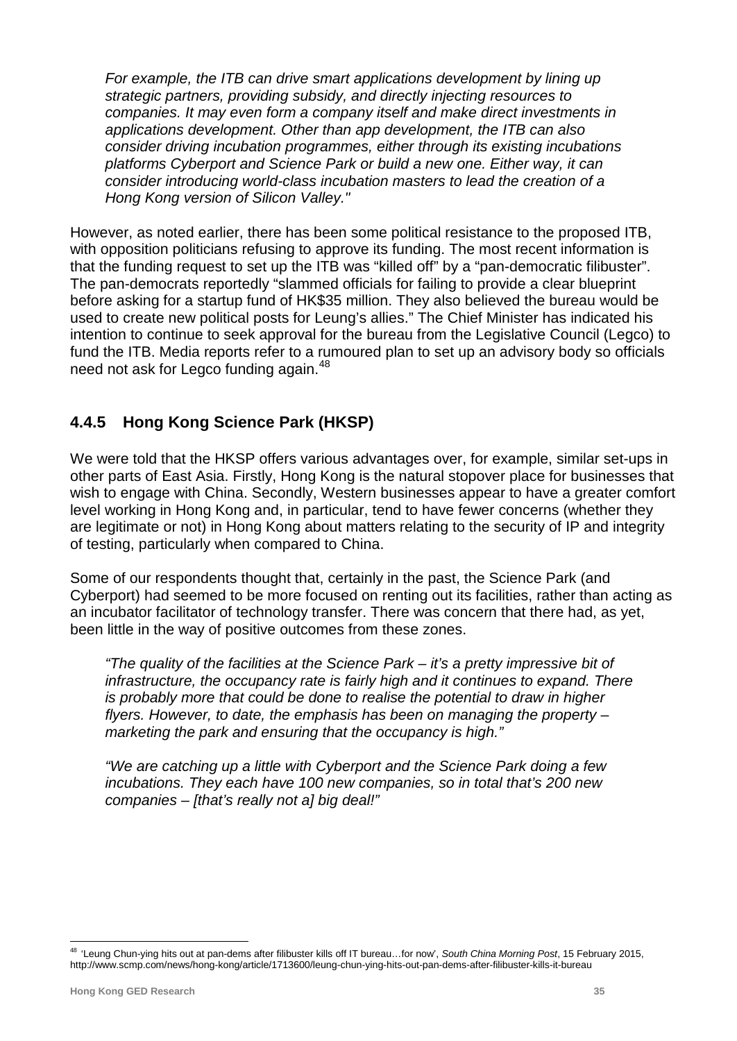*For example, the ITB can drive smart applications development by lining up strategic partners, providing subsidy, and directly injecting resources to companies. It may even form a company itself and make direct investments in applications development. Other than app development, the ITB can also consider driving incubation programmes, either through its existing incubations platforms Cyberport and Science Park or build a new one. Either way, it can consider introducing world-class incubation masters to lead the creation of a Hong Kong version of Silicon Valley."*

However, as noted earlier, there has been some political resistance to the proposed ITB, with opposition politicians refusing to approve its funding. The most recent information is that the funding request to set up the ITB was "killed off" by a "pan-democratic filibuster". The pan-democrats reportedly "slammed officials for failing to provide a clear blueprint before asking for a startup fund of HK$35 million. They also believed the bureau would be used to create new political posts for Leung's allies." The Chief Minister has indicated his intention to continue to seek approval for the bureau from the Legislative Council (Legco) to fund the ITB. Media reports refer to a rumoured plan to set up an advisory body so officials need not ask for Legco funding again.[48]

### 4.4.5 Hong Kong Science Park (HKSP)

We were told that the HKSP offers various advantages over, for example, similar set-ups in other parts of East Asia. Firstly, Hong Kong is the natural stopover place for businesses that wish to engage with China. Secondly, Western businesses appear to have a greater comfort level working in Hong Kong and, in particular, tend to have fewer concerns (whether they are legitimate or not) in Hong Kong about matters relating to the security of IP and integrity of testing, particularly when compared to China.

Some of our respondents thought that, certainly in the past, the Science Park (and Cyberport) had seemed to be more focused on renting out its facilities, rather than acting as an incubator facilitator of technology transfer. There was concern that there had, as yet, been little in the way of positive outcomes from these zones.

*"The quality of the facilities at the Science Park – it's a pretty impressive bit of infrastructure, the occupancy rate is fairly high and it continues to expand. There is probably more that could be done to realise the potential to draw in higher flyers. However, to date, the emphasis has been on managing the property – marketing the park and ensuring that the occupancy is high."*

*"We are catching up a little with Cyberport and the Science Park doing a few incubations. They each have 100 new companies, so in total that's 200 new companies – [that's really not a] big deal!"*

---

[48] 'Leung Chun-ying hits out at pan-dems after filibuster kills off IT bureau…for now', *South China Morning Post*, 15 February 2015, http://www.scmp.com/news/hong-kong/article/1713600/leung-chun-ying-hits-out-pan-dems-after-filibuster-kills-it-bureau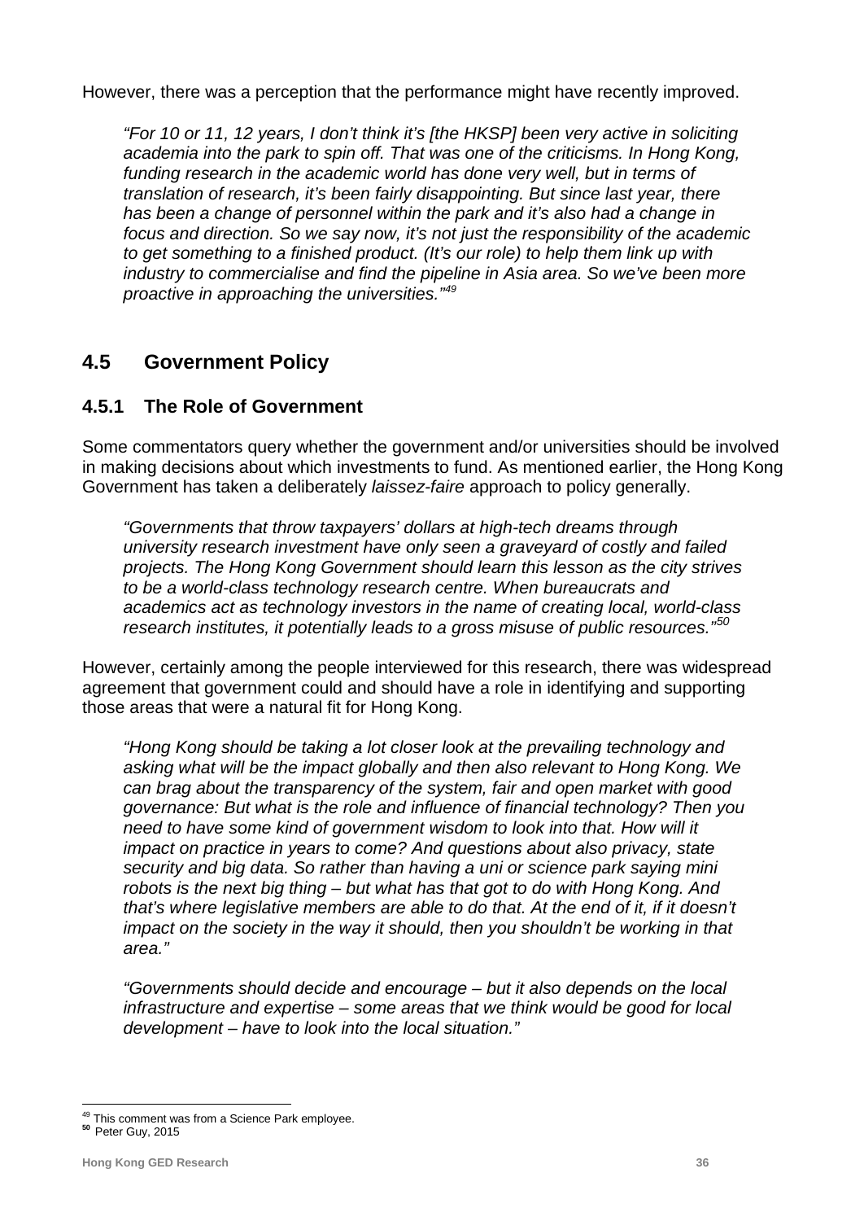However, there was a perception that the performance might have recently improved.

> *"For 10 or 11, 12 years, I don't think it's [the HKSP] been very active in soliciting academia into the park to spin off. That was one of the criticisms. In Hong Kong, funding research in the academic world has done very well, but in terms of translation of research, it's been fairly disappointing. But since last year, there has been a change of personnel within the park and it's also had a change in focus and direction. So we say now, it's not just the responsibility of the academic to get something to a finished product. (It's our role) to help them link up with industry to commercialise and find the pipeline in Asia area. So we've been more proactive in approaching the universities."*[49]

## 4.5 Government Policy

### 4.5.1 The Role of Government

Some commentators query whether the government and/or universities should be involved in making decisions about which investments to fund. As mentioned earlier, the Hong Kong Government has taken a deliberately *laissez-faire* approach to policy generally.

> *"Governments that throw taxpayers' dollars at high-tech dreams through university research investment have only seen a graveyard of costly and failed projects. The Hong Kong Government should learn this lesson as the city strives to be a world-class technology research centre. When bureaucrats and academics act as technology investors in the name of creating local, world-class research institutes, it potentially leads to a gross misuse of public resources."*[50]

However, certainly among the people interviewed for this research, there was widespread agreement that government could and should have a role in identifying and supporting those areas that were a natural fit for Hong Kong.

> *"Hong Kong should be taking a lot closer look at the prevailing technology and asking what will be the impact globally and then also relevant to Hong Kong. We can brag about the transparency of the system, fair and open market with good governance: But what is the role and influence of financial technology? Then you need to have some kind of government wisdom to look into that. How will it impact on practice in years to come? And questions about also privacy, state security and big data. So rather than having a uni or science park saying mini robots is the next big thing – but what has that got to do with Hong Kong. And that's where legislative members are able to do that. At the end of it, if it doesn't impact on the society in the way it should, then you shouldn't be working in that area."*

> *"Governments should decide and encourage – but it also depends on the local infrastructure and expertise – some areas that we think would be good for local development – have to look into the local situation."*

---

[49] This comment was from a Science Park employee.

[50] Peter Guy, 2015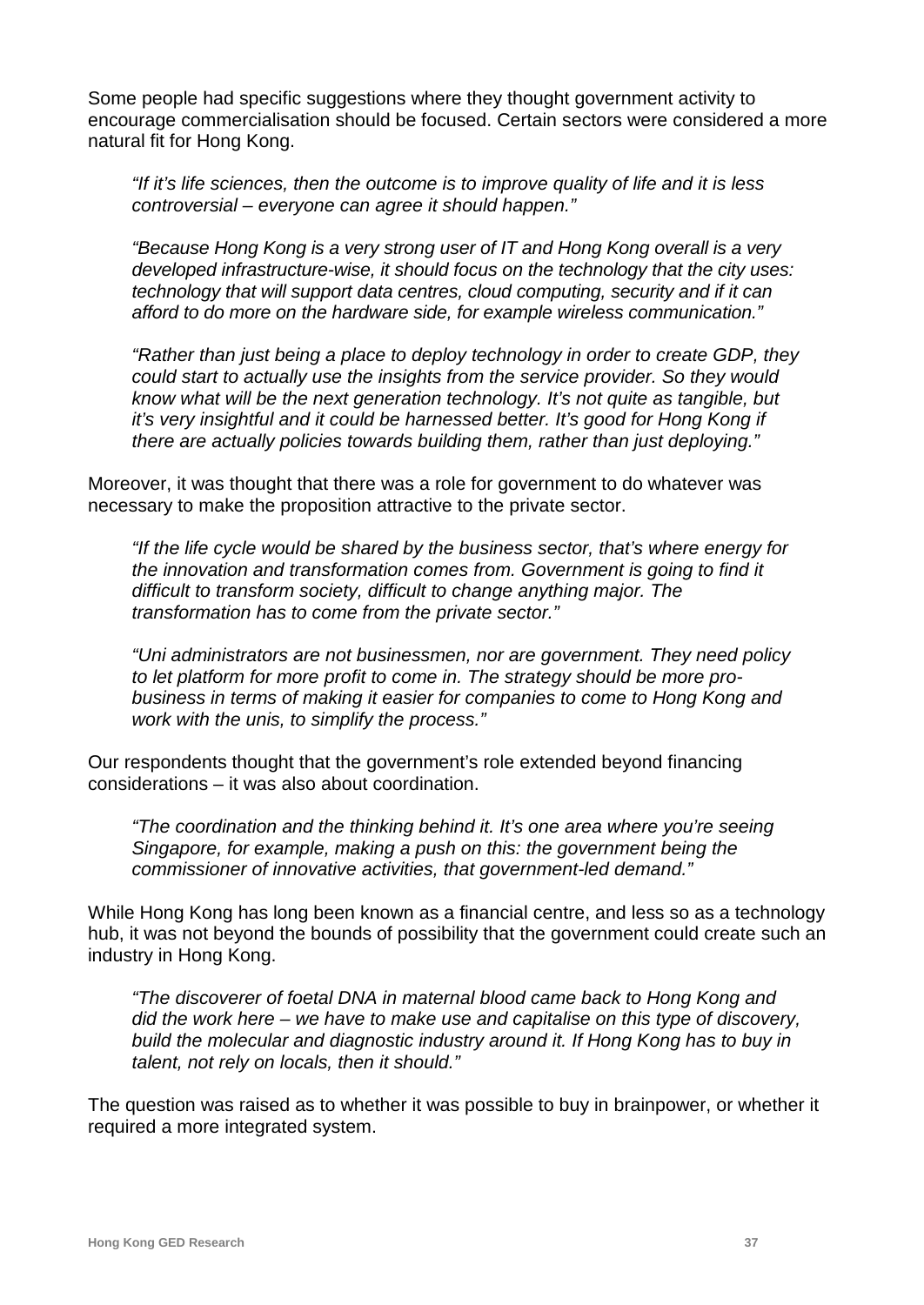Some people had specific suggestions where they thought government activity to encourage commercialisation should be focused. Certain sectors were considered a more natural fit for Hong Kong.

> *"If it's life sciences, then the outcome is to improve quality of life and it is less controversial – everyone can agree it should happen."*

> *"Because Hong Kong is a very strong user of IT and Hong Kong overall is a very developed infrastructure-wise, it should focus on the technology that the city uses: technology that will support data centres, cloud computing, security and if it can afford to do more on the hardware side, for example wireless communication."*

> *"Rather than just being a place to deploy technology in order to create GDP, they could start to actually use the insights from the service provider. So they would know what will be the next generation technology. It's not quite as tangible, but it's very insightful and it could be harnessed better. It's good for Hong Kong if there are actually policies towards building them, rather than just deploying."*

Moreover, it was thought that there was a role for government to do whatever was necessary to make the proposition attractive to the private sector.

> *"If the life cycle would be shared by the business sector, that's where energy for the innovation and transformation comes from. Government is going to find it difficult to transform society, difficult to change anything major. The transformation has to come from the private sector."*

> *"Uni administrators are not businessmen, nor are government. They need policy to let platform for more profit to come in. The strategy should be more pro-business in terms of making it easier for companies to come to Hong Kong and work with the unis, to simplify the process."*

Our respondents thought that the government's role extended beyond financing considerations – it was also about coordination.

> *"The coordination and the thinking behind it. It's one area where you're seeing Singapore, for example, making a push on this: the government being the commissioner of innovative activities, that government-led demand."*

While Hong Kong has long been known as a financial centre, and less so as a technology hub, it was not beyond the bounds of possibility that the government could create such an industry in Hong Kong.

> *"The discoverer of foetal DNA in maternal blood came back to Hong Kong and did the work here – we have to make use and capitalise on this type of discovery, build the molecular and diagnostic industry around it. If Hong Kong has to buy in talent, not rely on locals, then it should."*

The question was raised as to whether it was possible to buy in brainpower, or whether it required a more integrated system.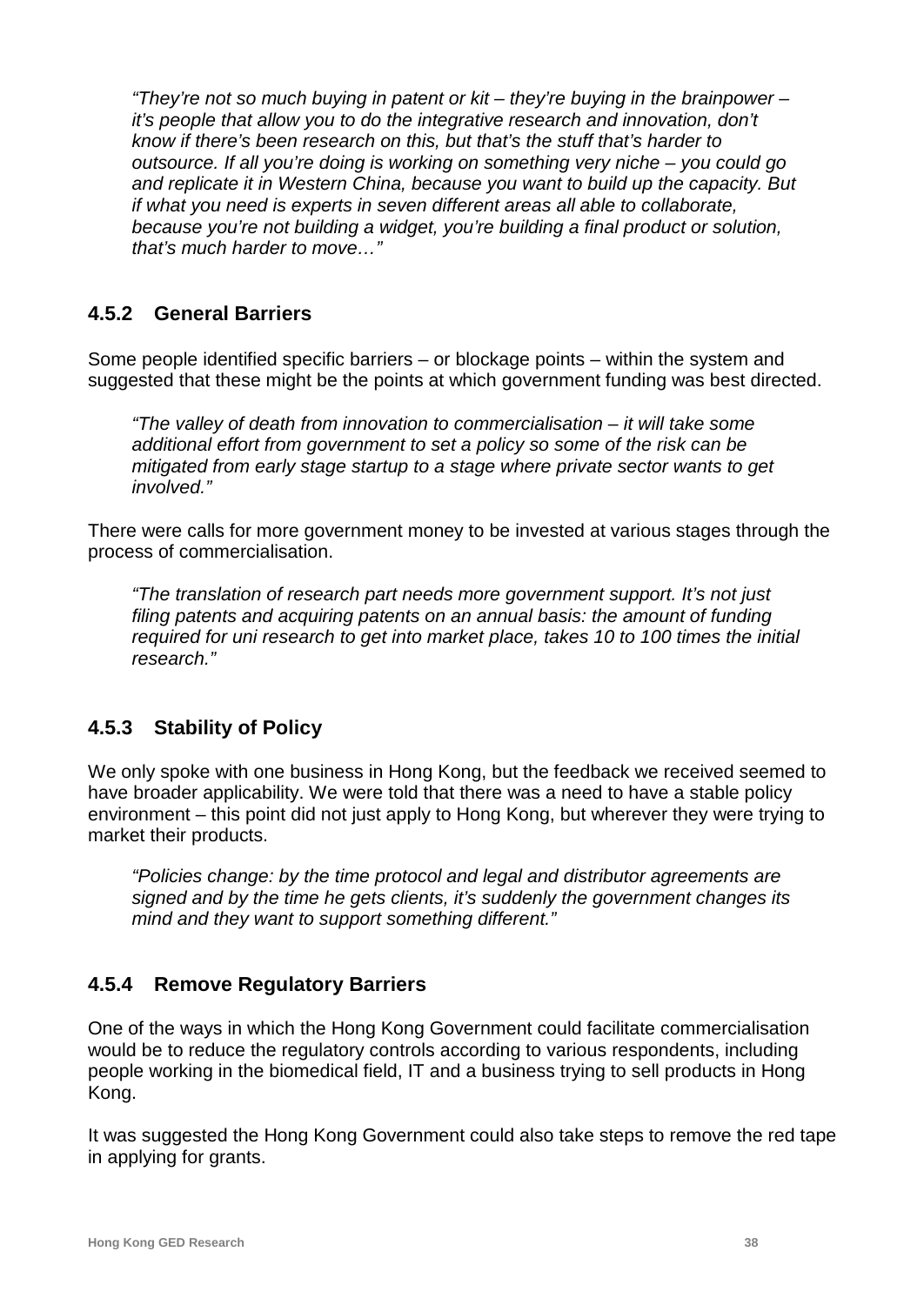*"They're not so much buying in patent or kit – they're buying in the brainpower – it's people that allow you to do the integrative research and innovation, don't know if there's been research on this, but that's the stuff that's harder to outsource. If all you're doing is working on something very niche – you could go and replicate it in Western China, because you want to build up the capacity. But if what you need is experts in seven different areas all able to collaborate, because you're not building a widget, you're building a final product or solution, that's much harder to move…"*

### 4.5.2 General Barriers

Some people identified specific barriers – or blockage points – within the system and suggested that these might be the points at which government funding was best directed.

*"The valley of death from innovation to commercialisation – it will take some additional effort from government to set a policy so some of the risk can be mitigated from early stage startup to a stage where private sector wants to get involved."*

There were calls for more government money to be invested at various stages through the process of commercialisation.

*"The translation of research part needs more government support. It's not just filing patents and acquiring patents on an annual basis: the amount of funding required for uni research to get into market place, takes 10 to 100 times the initial research."*

### 4.5.3 Stability of Policy

We only spoke with one business in Hong Kong, but the feedback we received seemed to have broader applicability. We were told that there was a need to have a stable policy environment – this point did not just apply to Hong Kong, but wherever they were trying to market their products.

*"Policies change: by the time protocol and legal and distributor agreements are signed and by the time he gets clients, it's suddenly the government changes its mind and they want to support something different."*

### 4.5.4 Remove Regulatory Barriers

One of the ways in which the Hong Kong Government could facilitate commercialisation would be to reduce the regulatory controls according to various respondents, including people working in the biomedical field, IT and a business trying to sell products in Hong Kong.

It was suggested the Hong Kong Government could also take steps to remove the red tape in applying for grants.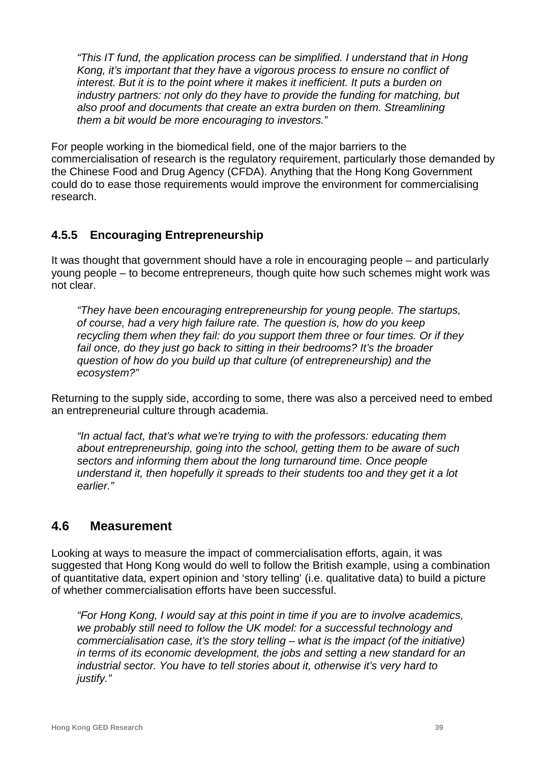*"This IT fund, the application process can be simplified. I understand that in Hong Kong, it's important that they have a vigorous process to ensure no conflict of interest. But it is to the point where it makes it inefficient. It puts a burden on industry partners: not only do they have to provide the funding for matching, but also proof and documents that create an extra burden on them. Streamlining them a bit would be more encouraging to investors."*

For people working in the biomedical field, one of the major barriers to the commercialisation of research is the regulatory requirement, particularly those demanded by the Chinese Food and Drug Agency (CFDA). Anything that the Hong Kong Government could do to ease those requirements would improve the environment for commercialising research.

### 4.5.5 Encouraging Entrepreneurship

It was thought that government should have a role in encouraging people – and particularly young people – to become entrepreneurs, though quite how such schemes might work was not clear.

*"They have been encouraging entrepreneurship for young people. The startups, of course, had a very high failure rate. The question is, how do you keep recycling them when they fail: do you support them three or four times. Or if they fail once, do they just go back to sitting in their bedrooms? It's the broader question of how do you build up that culture (of entrepreneurship) and the ecosystem?"*

Returning to the supply side, according to some, there was also a perceived need to embed an entrepreneurial culture through academia.

*"In actual fact, that's what we're trying to with the professors: educating them about entrepreneurship, going into the school, getting them to be aware of such sectors and informing them about the long turnaround time. Once people understand it, then hopefully it spreads to their students too and they get it a lot earlier."*

## 4.6 Measurement

Looking at ways to measure the impact of commercialisation efforts, again, it was suggested that Hong Kong would do well to follow the British example, using a combination of quantitative data, expert opinion and 'story telling' (i.e. qualitative data) to build a picture of whether commercialisation efforts have been successful.

*"For Hong Kong, I would say at this point in time if you are to involve academics, we probably still need to follow the UK model: for a successful technology and commercialisation case, it's the story telling – what is the impact (of the initiative) in terms of its economic development, the jobs and setting a new standard for an industrial sector. You have to tell stories about it, otherwise it's very hard to justify."*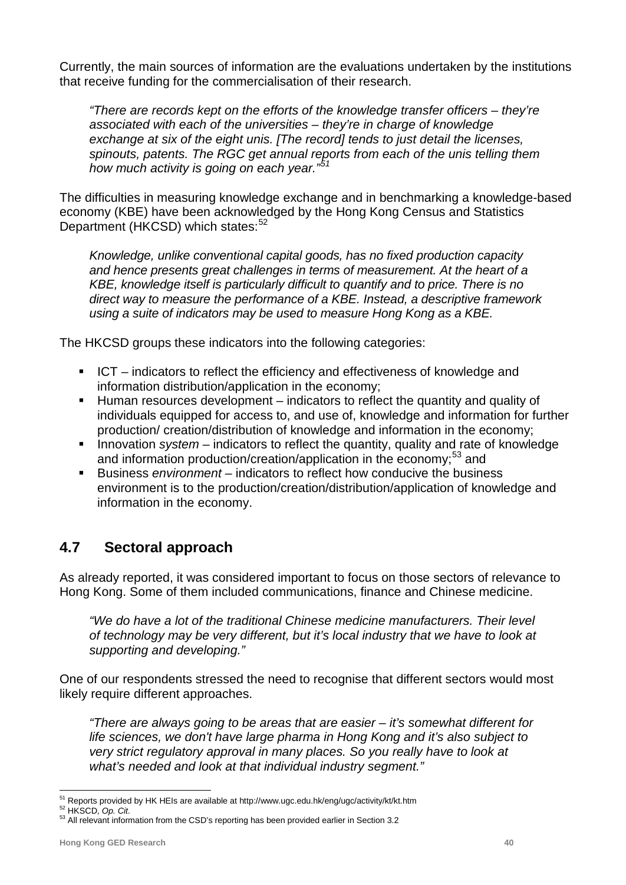Currently, the main sources of information are the evaluations undertaken by the institutions that receive funding for the commercialisation of their research.

> *"There are records kept on the efforts of the knowledge transfer officers – they're associated with each of the universities – they're in charge of knowledge exchange at six of the eight unis. [The record] tends to just detail the licenses, spinouts, patents. The RGC get annual reports from each of the unis telling them how much activity is going on each year."*[51]

The difficulties in measuring knowledge exchange and in benchmarking a knowledge-based economy (KBE) have been acknowledged by the Hong Kong Census and Statistics Department (HKCSD) which states:[52]

> *Knowledge, unlike conventional capital goods, has no fixed production capacity and hence presents great challenges in terms of measurement. At the heart of a KBE, knowledge itself is particularly difficult to quantify and to price. There is no direct way to measure the performance of a KBE. Instead, a descriptive framework using a suite of indicators may be used to measure Hong Kong as a KBE.*

The HKCSD groups these indicators into the following categories:

- ICT – indicators to reflect the efficiency and effectiveness of knowledge and information distribution/application in the economy;
- Human resources development – indicators to reflect the quantity and quality of individuals equipped for access to, and use of, knowledge and information for further production/ creation/distribution of knowledge and information in the economy;
- Innovation *system* – indicators to reflect the quantity, quality and rate of knowledge and information production/creation/application in the economy;[53] and
- Business *environment* – indicators to reflect how conducive the business environment is to the production/creation/distribution/application of knowledge and information in the economy.

## 4.7 Sectoral approach

As already reported, it was considered important to focus on those sectors of relevance to Hong Kong. Some of them included communications, finance and Chinese medicine.

> *"We do have a lot of the traditional Chinese medicine manufacturers. Their level of technology may be very different, but it's local industry that we have to look at supporting and developing."*

One of our respondents stressed the need to recognise that different sectors would most likely require different approaches.

> *"There are always going to be areas that are easier – it's somewhat different for life sciences, we don't have large pharma in Hong Kong and it's also subject to very strict regulatory approval in many places. So you really have to look at what's needed and look at that individual industry segment."*

---

[51] Reports provided by HK HEIs are available at http://www.ugc.edu.hk/eng/ugc/activity/kt/kt.htm

[52] HKSCD, *Op. Cit.*

[53] All relevant information from the CSD's reporting has been provided earlier in Section 3.2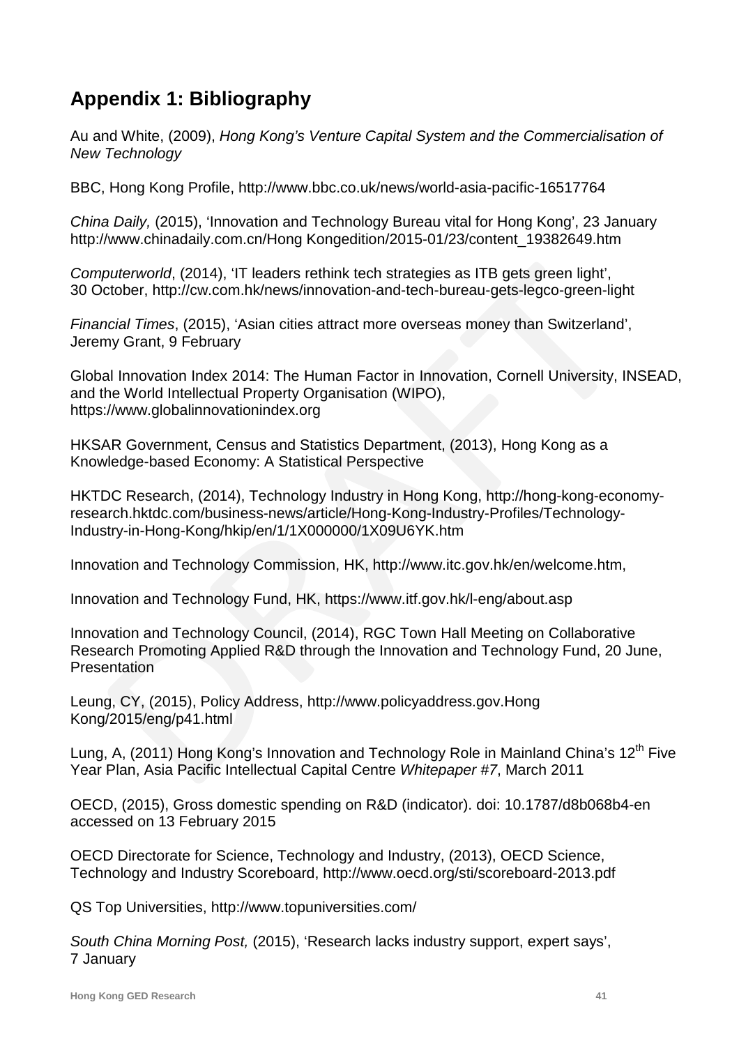## Appendix 1: Bibliography

Au and White, (2009), *Hong Kong's Venture Capital System and the Commercialisation of New Technology*

BBC, Hong Kong Profile, http://www.bbc.co.uk/news/world-asia-pacific-16517764

*China Daily,* (2015), 'Innovation and Technology Bureau vital for Hong Kong', 23 January http://www.chinadaily.com.cn/Hong Kongedition/2015-01/23/content_19382649.htm

*Computerworld*, (2014), 'IT leaders rethink tech strategies as ITB gets green light', 30 October, http://cw.com.hk/news/innovation-and-tech-bureau-gets-legco-green-light

*Financial Times*, (2015), 'Asian cities attract more overseas money than Switzerland', Jeremy Grant, 9 February

Global Innovation Index 2014: The Human Factor in Innovation, Cornell University, INSEAD, and the World Intellectual Property Organisation (WIPO), https://www.globalinnovationindex.org

HKSAR Government, Census and Statistics Department, (2013), Hong Kong as a Knowledge-based Economy: A Statistical Perspective

HKTDC Research, (2014), Technology Industry in Hong Kong, http://hong-kong-economy-research.hktdc.com/business-news/article/Hong-Kong-Industry-Profiles/Technology-Industry-in-Hong-Kong/hkip/en/1/1X000000/1X09U6YK.htm

Innovation and Technology Commission, HK, http://www.itc.gov.hk/en/welcome.htm,

Innovation and Technology Fund, HK, https://www.itf.gov.hk/l-eng/about.asp

Innovation and Technology Council, (2014), RGC Town Hall Meeting on Collaborative Research Promoting Applied R&D through the Innovation and Technology Fund, 20 June, Presentation

Leung, CY, (2015), Policy Address, http://www.policyaddress.gov.Hong Kong/2015/eng/p41.html

Lung, A, (2011) Hong Kong's Innovation and Technology Role in Mainland China's 12th Five Year Plan, Asia Pacific Intellectual Capital Centre *Whitepaper #7*, March 2011

OECD, (2015), Gross domestic spending on R&D (indicator). doi: 10.1787/d8b068b4-en accessed on 13 February 2015

OECD Directorate for Science, Technology and Industry, (2013), OECD Science, Technology and Industry Scoreboard, http://www.oecd.org/sti/scoreboard-2013.pdf

QS Top Universities, http://www.topuniversities.com/

*South China Morning Post,* (2015), 'Research lacks industry support, expert says', 7 January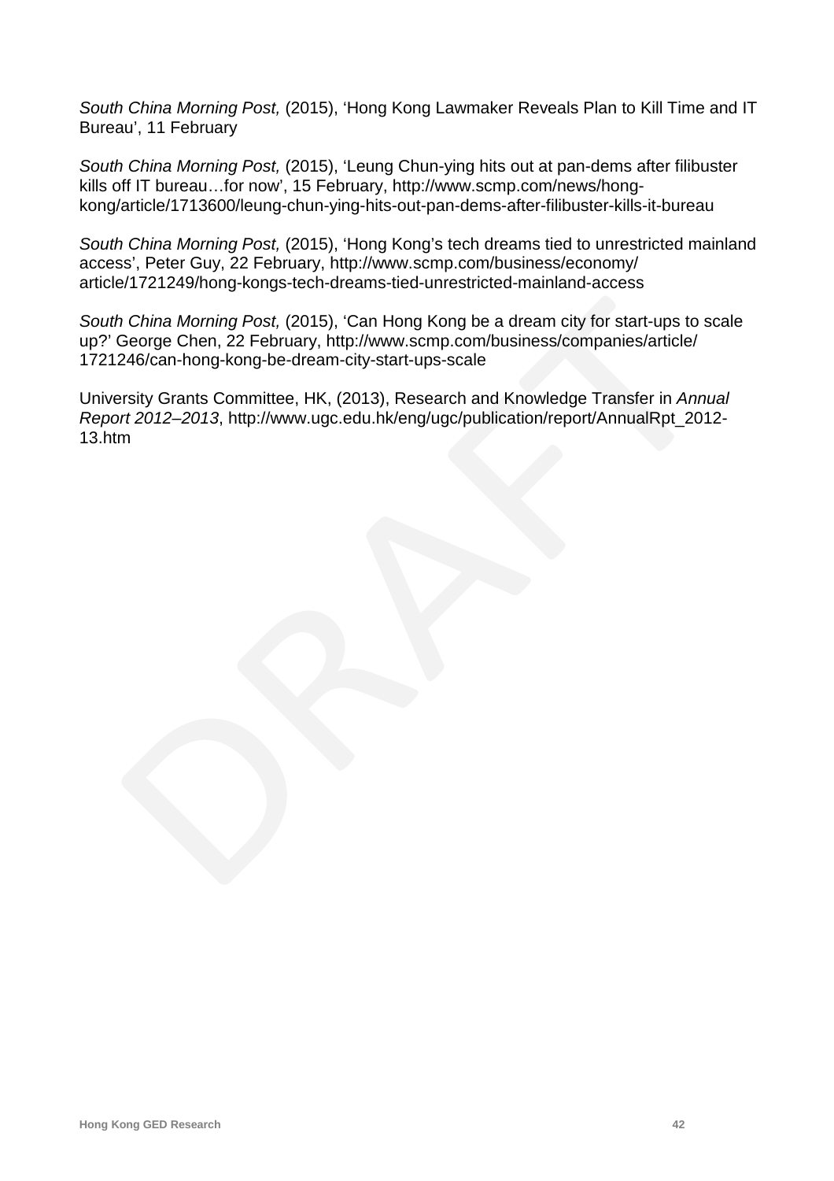*South China Morning Post,* (2015), 'Hong Kong Lawmaker Reveals Plan to Kill Time and IT Bureau', 11 February

*South China Morning Post,* (2015), 'Leung Chun-ying hits out at pan-dems after filibuster kills off IT bureau…for now', 15 February, http://www.scmp.com/news/hong-kong/article/1713600/leung-chun-ying-hits-out-pan-dems-after-filibuster-kills-it-bureau

*South China Morning Post,* (2015), 'Hong Kong's tech dreams tied to unrestricted mainland access', Peter Guy, 22 February, http://www.scmp.com/business/economy/article/1721249/hong-kongs-tech-dreams-tied-unrestricted-mainland-access

*South China Morning Post,* (2015), 'Can Hong Kong be a dream city for start-ups to scale up?' George Chen, 22 February, http://www.scmp.com/business/companies/article/1721246/can-hong-kong-be-dream-city-start-ups-scale

University Grants Committee, HK, (2013), Research and Knowledge Transfer in *Annual Report 2012–2013*, http://www.ugc.edu.hk/eng/ugc/publication/report/AnnualRpt_2012-13.htm